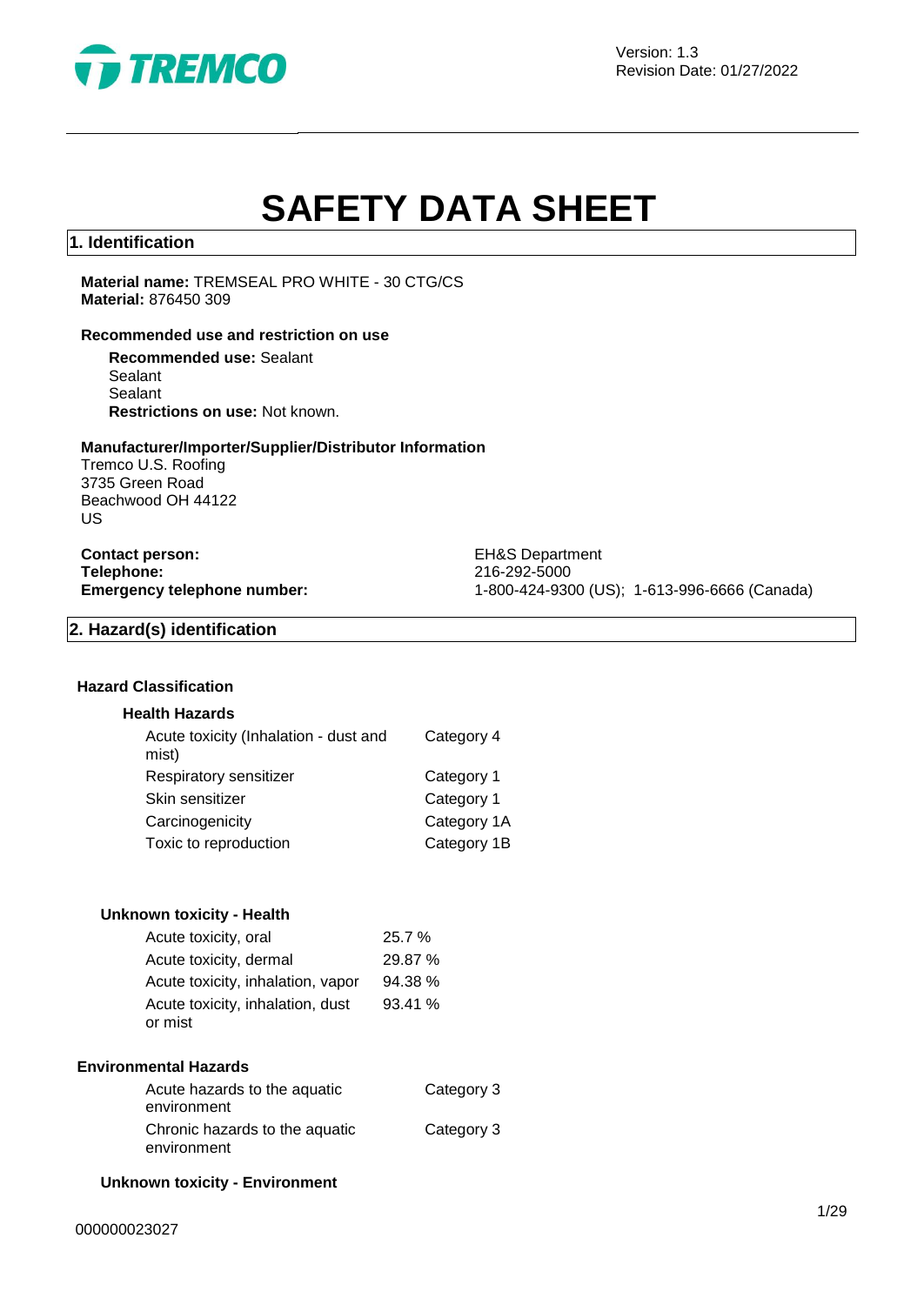Version: 1.3
Revision Date: 01/27/2022

# SAFETY DATA SHEET

## 1. Identification

**Material name:** TREMSEAL PRO WHITE - 30 CTG/CS
**Material:** 876450 309

### Recommended use and restriction on use

**Recommended use:** Sealant
Sealant
Sealant
**Restrictions on use:** Not known.

### Manufacturer/Importer/Supplier/Distributor Information

Tremco U.S. Roofing
3735 Green Road
Beachwood OH 44122
US

**Contact person:** EH&S Department
**Telephone:** 216-292-5000
**Emergency telephone number:** 1-800-424-9300 (US); 1-613-996-6666 (Canada)

## 2. Hazard(s) identification

### Hazard Classification

**Health Hazards**

| | |
|---|---|
| Acute toxicity (Inhalation - dust and mist) | Category 4 |
| Respiratory sensitizer | Category 1 |
| Skin sensitizer | Category 1 |
| Carcinogenicity | Category 1A |
| Toxic to reproduction | Category 1B |

**Unknown toxicity - Health**

| | |
|---|---|
| Acute toxicity, oral | 25.7 % |
| Acute toxicity, dermal | 29.87 % |
| Acute toxicity, inhalation, vapor | 94.38 % |
| Acute toxicity, inhalation, dust or mist | 93.41 % |

**Environmental Hazards**

| | |
|---|---|
| Acute hazards to the aquatic environment | Category 3 |
| Chronic hazards to the aquatic environment | Category 3 |

**Unknown toxicity - Environment**

000000023027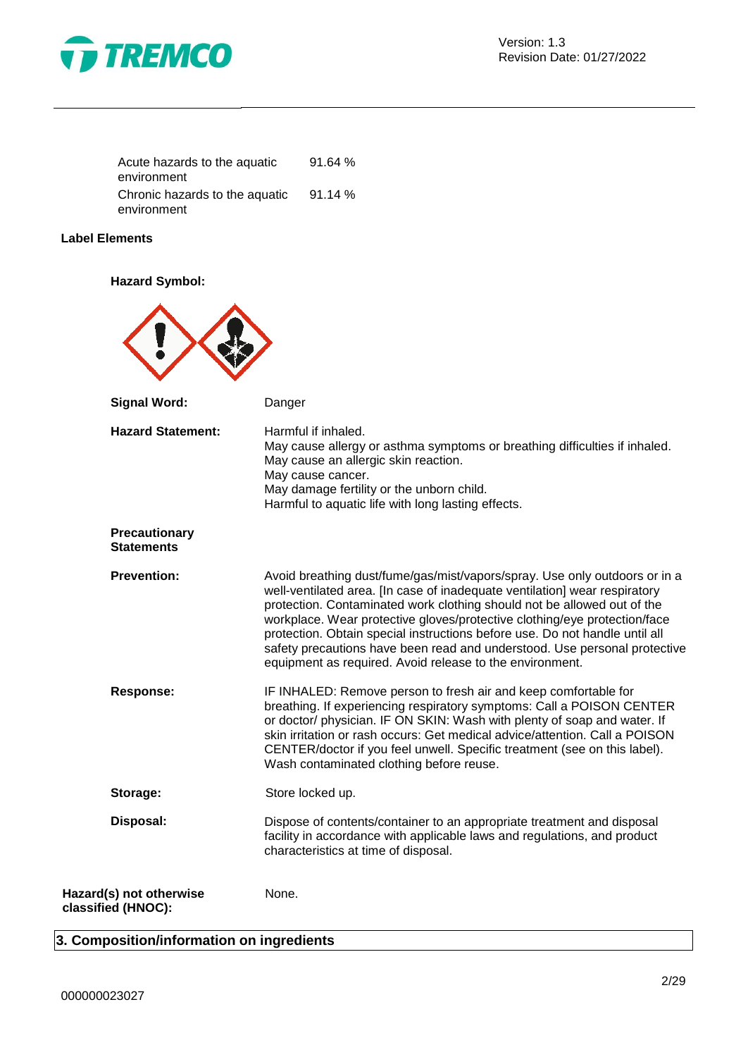| | |
|---|---|
| Acute hazards to the aquatic environment | 91.64 % |
| Chronic hazards to the aquatic environment | 91.14 % |

**Label Elements**

**Hazard Symbol:**

**Signal Word:** Danger

**Hazard Statement:**
Harmful if inhaled.
May cause allergy or asthma symptoms or breathing difficulties if inhaled.
May cause an allergic skin reaction.
May cause cancer.
May damage fertility or the unborn child.
Harmful to aquatic life with long lasting effects.

**Precautionary Statements**

**Prevention:** Avoid breathing dust/fume/gas/mist/vapors/spray. Use only outdoors or in a well-ventilated area. [In case of inadequate ventilation] wear respiratory protection. Contaminated work clothing should not be allowed out of the workplace. Wear protective gloves/protective clothing/eye protection/face protection. Obtain special instructions before use. Do not handle until all safety precautions have been read and understood. Use personal protective equipment as required. Avoid release to the environment.

**Response:** IF INHALED: Remove person to fresh air and keep comfortable for breathing. If experiencing respiratory symptoms: Call a POISON CENTER or doctor/ physician. IF ON SKIN: Wash with plenty of soap and water. If skin irritation or rash occurs: Get medical advice/attention. Call a POISON CENTER/doctor if you feel unwell. Specific treatment (see on this label). Wash contaminated clothing before reuse.

**Storage:** Store locked up.

**Disposal:** Dispose of contents/container to an appropriate treatment and disposal facility in accordance with applicable laws and regulations, and product characteristics at time of disposal.

**Hazard(s) not otherwise classified (HNOC):** None.

## 3. Composition/information on ingredients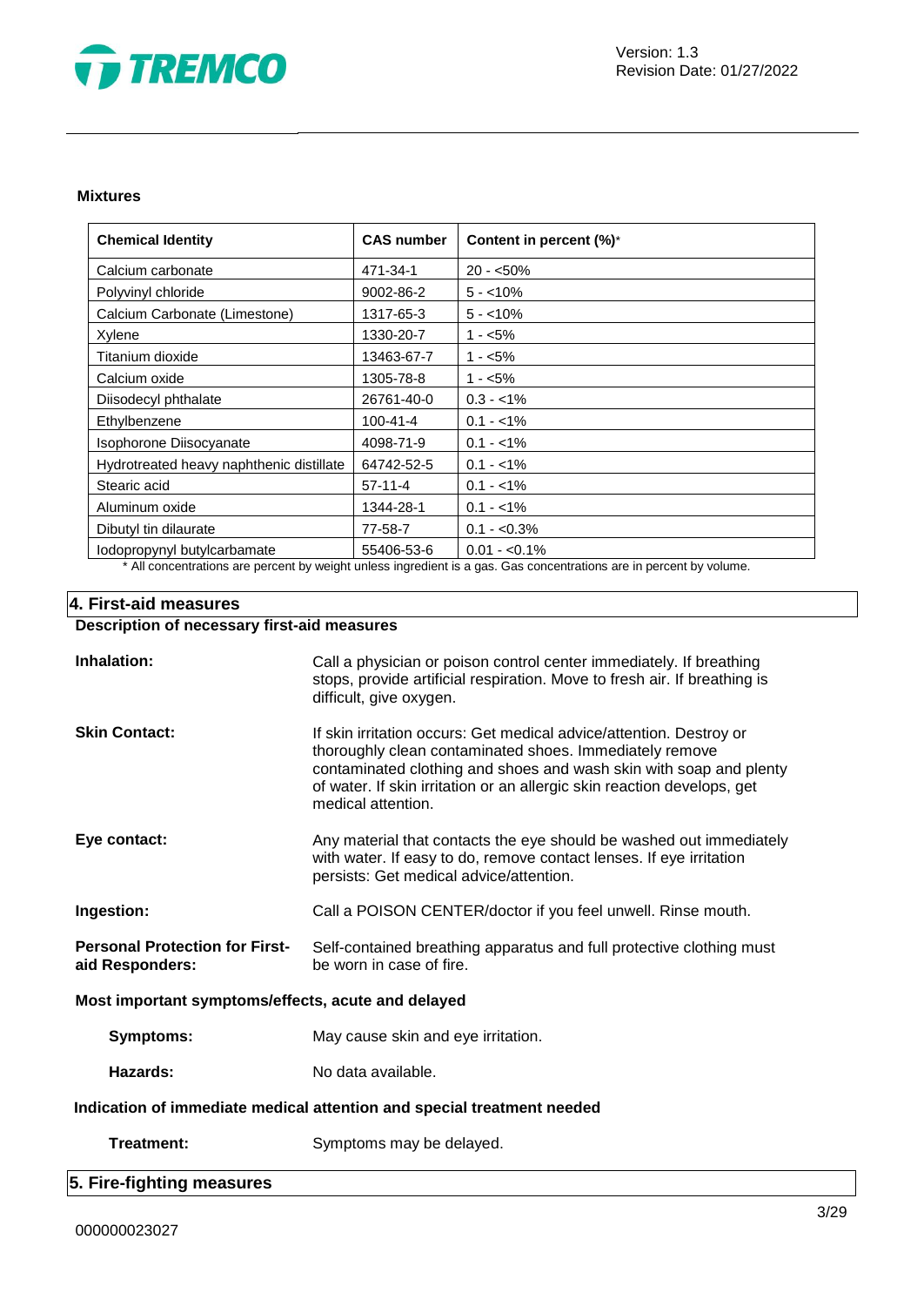**Mixtures**

| Chemical Identity | CAS number | Content in percent (%)* |
|---|---|---|
| Calcium carbonate | 471-34-1 | 20 - <50% |
| Polyvinyl chloride | 9002-86-2 | 5 - <10% |
| Calcium Carbonate (Limestone) | 1317-65-3 | 5 - <10% |
| Xylene | 1330-20-7 | 1 - <5% |
| Titanium dioxide | 13463-67-7 | 1 - <5% |
| Calcium oxide | 1305-78-8 | 1 - <5% |
| Diisodecyl phthalate | 26761-40-0 | 0.3 - <1% |
| Ethylbenzene | 100-41-4 | 0.1 - <1% |
| Isophorone Diisocyanate | 4098-71-9 | 0.1 - <1% |
| Hydrotreated heavy naphthenic distillate | 64742-52-5 | 0.1 - <1% |
| Stearic acid | 57-11-4 | 0.1 - <1% |
| Aluminum oxide | 1344-28-1 | 0.1 - <1% |
| Dibutyl tin dilaurate | 77-58-7 | 0.1 - <0.3% |
| Iodopropynyl butylcarbamate | 55406-53-6 | 0.01 - <0.1% |

* All concentrations are percent by weight unless ingredient is a gas. Gas concentrations are in percent by volume.

## 4. First-aid measures

**Description of necessary first-aid measures**

**Inhalation:** Call a physician or poison control center immediately. If breathing stops, provide artificial respiration. Move to fresh air. If breathing is difficult, give oxygen.

**Skin Contact:** If skin irritation occurs: Get medical advice/attention. Destroy or thoroughly clean contaminated shoes. Immediately remove contaminated clothing and shoes and wash skin with soap and plenty of water. If skin irritation or an allergic skin reaction develops, get medical attention.

**Eye contact:** Any material that contacts the eye should be washed out immediately with water. If easy to do, remove contact lenses. If eye irritation persists: Get medical advice/attention.

**Ingestion:** Call a POISON CENTER/doctor if you feel unwell. Rinse mouth.

**Personal Protection for First-aid Responders:** Self-contained breathing apparatus and full protective clothing must be worn in case of fire.

**Most important symptoms/effects, acute and delayed**

**Symptoms:** May cause skin and eye irritation.

**Hazards:** No data available.

**Indication of immediate medical attention and special treatment needed**

**Treatment:** Symptoms may be delayed.

## 5. Fire-fighting measures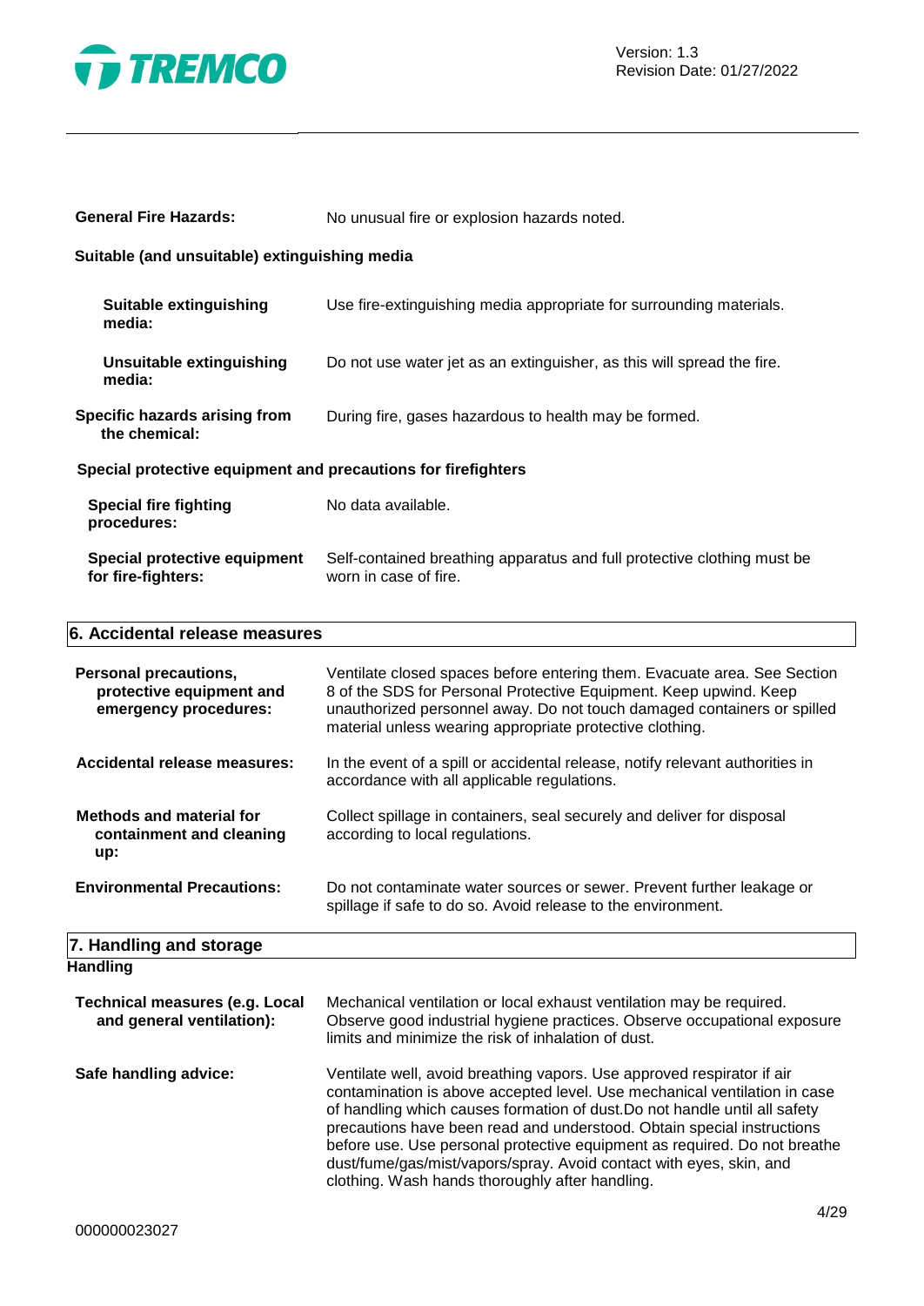**General Fire Hazards:** No unusual fire or explosion hazards noted.

**Suitable (and unsuitable) extinguishing media**

**Suitable extinguishing media:** Use fire-extinguishing media appropriate for surrounding materials.

**Unsuitable extinguishing media:** Do not use water jet as an extinguisher, as this will spread the fire.

**Specific hazards arising from the chemical:** During fire, gases hazardous to health may be formed.

**Special protective equipment and precautions for firefighters**

**Special fire fighting procedures:** No data available.

**Special protective equipment for fire-fighters:** Self-contained breathing apparatus and full protective clothing must be worn in case of fire.

## 6. Accidental release measures

**Personal precautions, protective equipment and emergency procedures:** Ventilate closed spaces before entering them. Evacuate area. See Section 8 of the SDS for Personal Protective Equipment. Keep upwind. Keep unauthorized personnel away. Do not touch damaged containers or spilled material unless wearing appropriate protective clothing.

**Accidental release measures:** In the event of a spill or accidental release, notify relevant authorities in accordance with all applicable regulations.

**Methods and material for containment and cleaning up:** Collect spillage in containers, seal securely and deliver for disposal according to local regulations.

**Environmental Precautions:** Do not contaminate water sources or sewer. Prevent further leakage or spillage if safe to do so. Avoid release to the environment.

## 7. Handling and storage

**Handling**

**Technical measures (e.g. Local and general ventilation):** Mechanical ventilation or local exhaust ventilation may be required. Observe good industrial hygiene practices. Observe occupational exposure limits and minimize the risk of inhalation of dust.

**Safe handling advice:** Ventilate well, avoid breathing vapors. Use approved respirator if air contamination is above accepted level. Use mechanical ventilation in case of handling which causes formation of dust.Do not handle until all safety precautions have been read and understood. Obtain special instructions before use. Use personal protective equipment as required. Do not breathe dust/fume/gas/mist/vapors/spray. Avoid contact with eyes, skin, and clothing. Wash hands thoroughly after handling.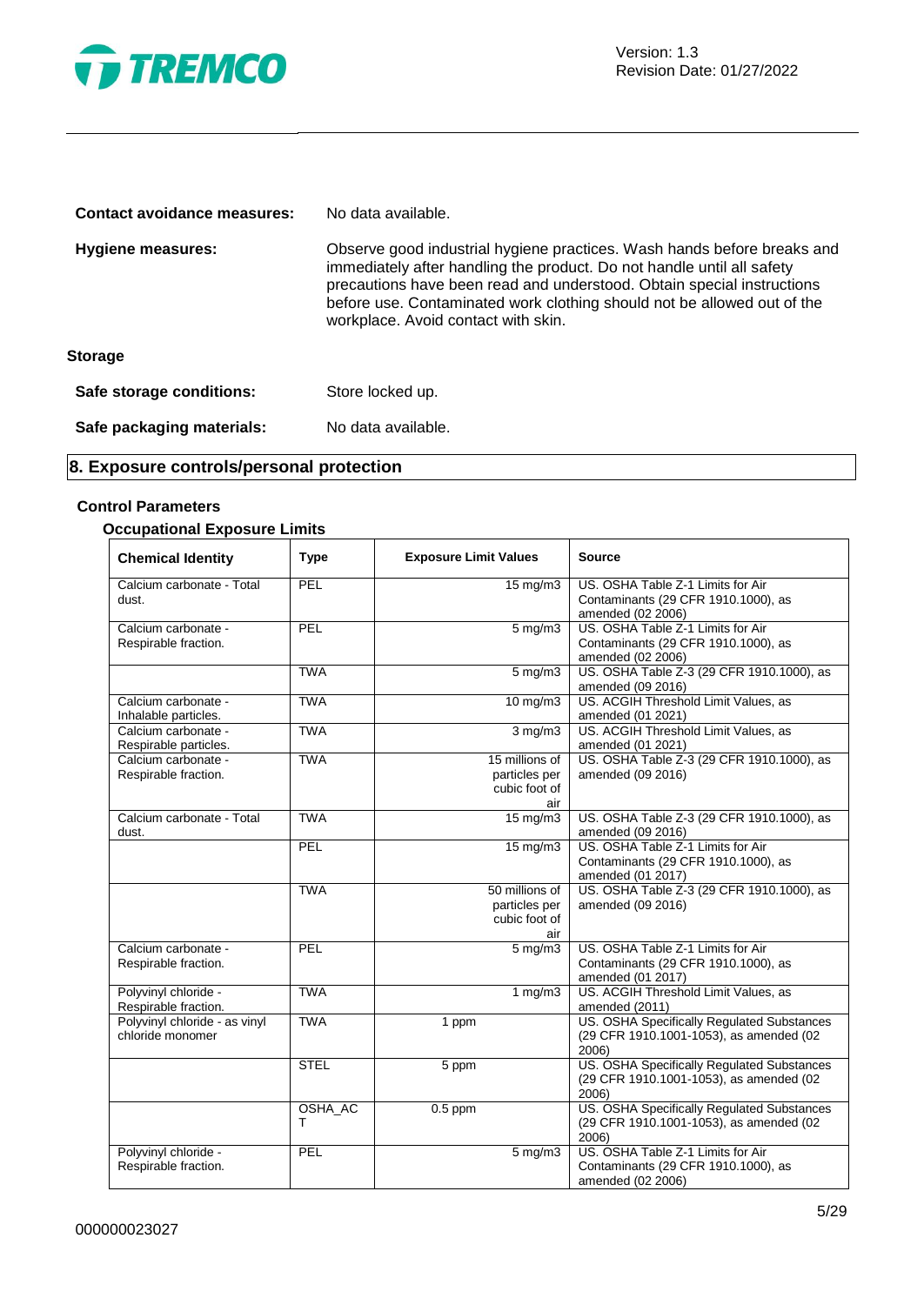**Contact avoidance measures:** No data available.

**Hygiene measures:** Observe good industrial hygiene practices. Wash hands before breaks and immediately after handling the product. Do not handle until all safety precautions have been read and understood. Obtain special instructions before use. Contaminated work clothing should not be allowed out of the workplace. Avoid contact with skin.

**Storage**

**Safe storage conditions:** Store locked up.

**Safe packaging materials:** No data available.

## 8. Exposure controls/personal protection

### Control Parameters

#### Occupational Exposure Limits

| Chemical Identity | Type | Exposure Limit Values | Source |
|---|---|---|---|
| Calcium carbonate - Total dust. | PEL | 15 mg/m3 | US. OSHA Table Z-1 Limits for Air Contaminants (29 CFR 1910.1000), as amended (02 2006) |
| Calcium carbonate - Respirable fraction. | PEL | 5 mg/m3 | US. OSHA Table Z-1 Limits for Air Contaminants (29 CFR 1910.1000), as amended (02 2006) |
| | TWA | 5 mg/m3 | US. OSHA Table Z-3 (29 CFR 1910.1000), as amended (09 2016) |
| Calcium carbonate - Inhalable particles. | TWA | 10 mg/m3 | US. ACGIH Threshold Limit Values, as amended (01 2021) |
| Calcium carbonate - Respirable particles. | TWA | 3 mg/m3 | US. ACGIH Threshold Limit Values, as amended (01 2021) |
| Calcium carbonate - Respirable fraction. | TWA | 15 millions of particles per cubic foot of air | US. OSHA Table Z-3 (29 CFR 1910.1000), as amended (09 2016) |
| Calcium carbonate - Total dust. | TWA | 15 mg/m3 | US. OSHA Table Z-3 (29 CFR 1910.1000), as amended (09 2016) |
| | PEL | 15 mg/m3 | US. OSHA Table Z-1 Limits for Air Contaminants (29 CFR 1910.1000), as amended (01 2017) |
| | TWA | 50 millions of particles per cubic foot of air | US. OSHA Table Z-3 (29 CFR 1910.1000), as amended (09 2016) |
| Calcium carbonate - Respirable fraction. | PEL | 5 mg/m3 | US. OSHA Table Z-1 Limits for Air Contaminants (29 CFR 1910.1000), as amended (01 2017) |
| Polyvinyl chloride - Respirable fraction. | TWA | 1 mg/m3 | US. ACGIH Threshold Limit Values, as amended (2011) |
| Polyvinyl chloride - as vinyl chloride monomer | TWA | 1 ppm | US. OSHA Specifically Regulated Substances (29 CFR 1910.1001-1053), as amended (02 2006) |
| | STEL | 5 ppm | US. OSHA Specifically Regulated Substances (29 CFR 1910.1001-1053), as amended (02 2006) |
| | OSHA_ACT | 0.5 ppm | US. OSHA Specifically Regulated Substances (29 CFR 1910.1001-1053), as amended (02 2006) |
| Polyvinyl chloride - Respirable fraction. | PEL | 5 mg/m3 | US. OSHA Table Z-1 Limits for Air Contaminants (29 CFR 1910.1000), as amended (02 2006) |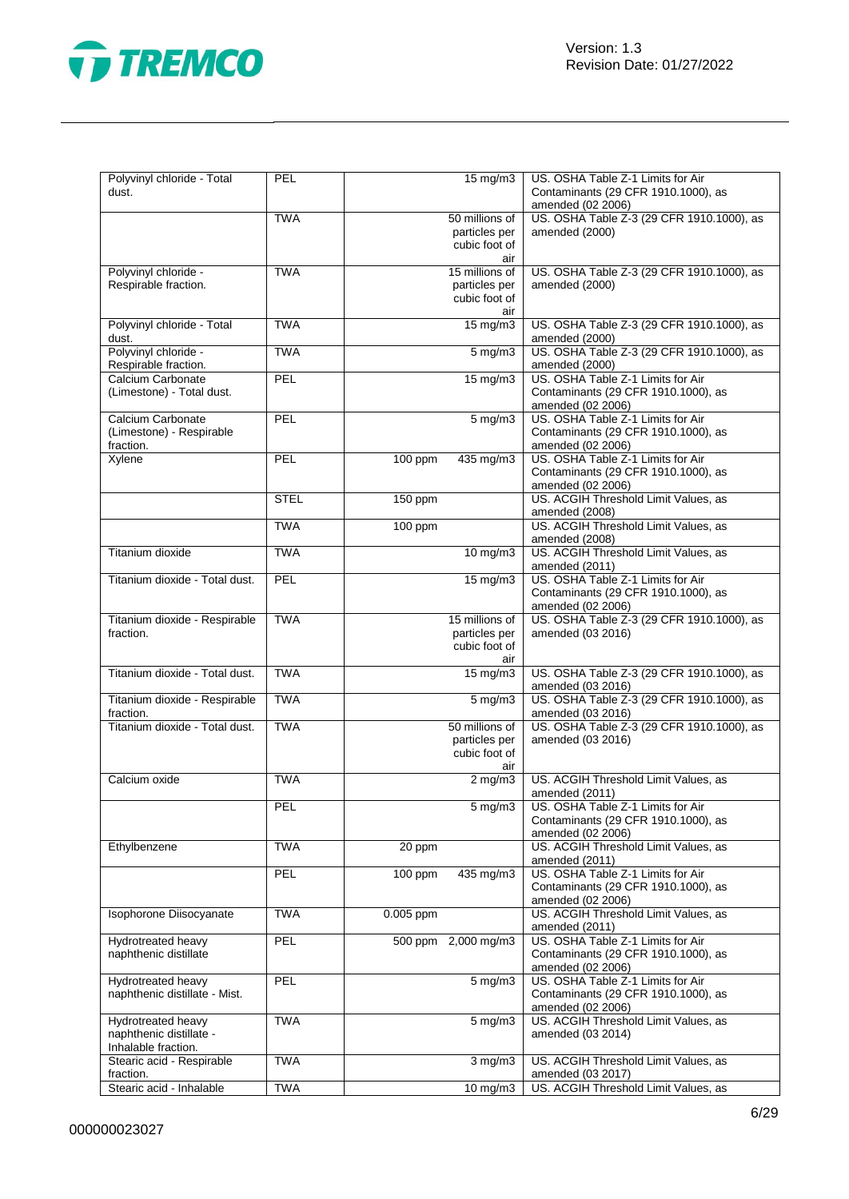| Polyvinyl chloride - Total dust. | PEL | | 15 mg/m3 | US. OSHA Table Z-1 Limits for Air Contaminants (29 CFR 1910.1000), as amended (02 2006) |
|---|---|---|---|---|
| | TWA | | 50 millions of particles per cubic foot of air | US. OSHA Table Z-3 (29 CFR 1910.1000), as amended (2000) |
| Polyvinyl chloride - Respirable fraction. | TWA | | 15 millions of particles per cubic foot of air | US. OSHA Table Z-3 (29 CFR 1910.1000), as amended (2000) |
| Polyvinyl chloride - Total dust. | TWA | | 15 mg/m3 | US. OSHA Table Z-3 (29 CFR 1910.1000), as amended (2000) |
| Polyvinyl chloride - Respirable fraction. | TWA | | 5 mg/m3 | US. OSHA Table Z-3 (29 CFR 1910.1000), as amended (2000) |
| Calcium Carbonate (Limestone) - Total dust. | PEL | | 15 mg/m3 | US. OSHA Table Z-1 Limits for Air Contaminants (29 CFR 1910.1000), as amended (02 2006) |
| Calcium Carbonate (Limestone) - Respirable fraction. | PEL | | 5 mg/m3 | US. OSHA Table Z-1 Limits for Air Contaminants (29 CFR 1910.1000), as amended (02 2006) |
| Xylene | PEL | 100 ppm | 435 mg/m3 | US. OSHA Table Z-1 Limits for Air Contaminants (29 CFR 1910.1000), as amended (02 2006) |
| | STEL | 150 ppm | | US. ACGIH Threshold Limit Values, as amended (2008) |
| | TWA | 100 ppm | | US. ACGIH Threshold Limit Values, as amended (2008) |
| Titanium dioxide | TWA | | 10 mg/m3 | US. ACGIH Threshold Limit Values, as amended (2011) |
| Titanium dioxide - Total dust. | PEL | | 15 mg/m3 | US. OSHA Table Z-1 Limits for Air Contaminants (29 CFR 1910.1000), as amended (02 2006) |
| Titanium dioxide - Respirable fraction. | TWA | | 15 millions of particles per cubic foot of air | US. OSHA Table Z-3 (29 CFR 1910.1000), as amended (03 2016) |
| Titanium dioxide - Total dust. | TWA | | 15 mg/m3 | US. OSHA Table Z-3 (29 CFR 1910.1000), as amended (03 2016) |
| Titanium dioxide - Respirable fraction. | TWA | | 5 mg/m3 | US. OSHA Table Z-3 (29 CFR 1910.1000), as amended (03 2016) |
| Titanium dioxide - Total dust. | TWA | | 50 millions of particles per cubic foot of air | US. OSHA Table Z-3 (29 CFR 1910.1000), as amended (03 2016) |
| Calcium oxide | TWA | | 2 mg/m3 | US. ACGIH Threshold Limit Values, as amended (2011) |
| | PEL | | 5 mg/m3 | US. OSHA Table Z-1 Limits for Air Contaminants (29 CFR 1910.1000), as amended (02 2006) |
| Ethylbenzene | TWA | 20 ppm | | US. ACGIH Threshold Limit Values, as amended (2011) |
| | PEL | 100 ppm | 435 mg/m3 | US. OSHA Table Z-1 Limits for Air Contaminants (29 CFR 1910.1000), as amended (02 2006) |
| Isophorone Diisocyanate | TWA | 0.005 ppm | | US. ACGIH Threshold Limit Values, as amended (2011) |
| Hydrotreated heavy naphthenic distillate | PEL | 500 ppm | 2,000 mg/m3 | US. OSHA Table Z-1 Limits for Air Contaminants (29 CFR 1910.1000), as amended (02 2006) |
| Hydrotreated heavy naphthenic distillate - Mist. | PEL | | 5 mg/m3 | US. OSHA Table Z-1 Limits for Air Contaminants (29 CFR 1910.1000), as amended (02 2006) |
| Hydrotreated heavy naphthenic distillate - Inhalable fraction. | TWA | | 5 mg/m3 | US. ACGIH Threshold Limit Values, as amended (03 2014) |
| Stearic acid - Respirable fraction. | TWA | | 3 mg/m3 | US. ACGIH Threshold Limit Values, as amended (03 2017) |
| Stearic acid - Inhalable | TWA | | 10 mg/m3 | US. ACGIH Threshold Limit Values, as |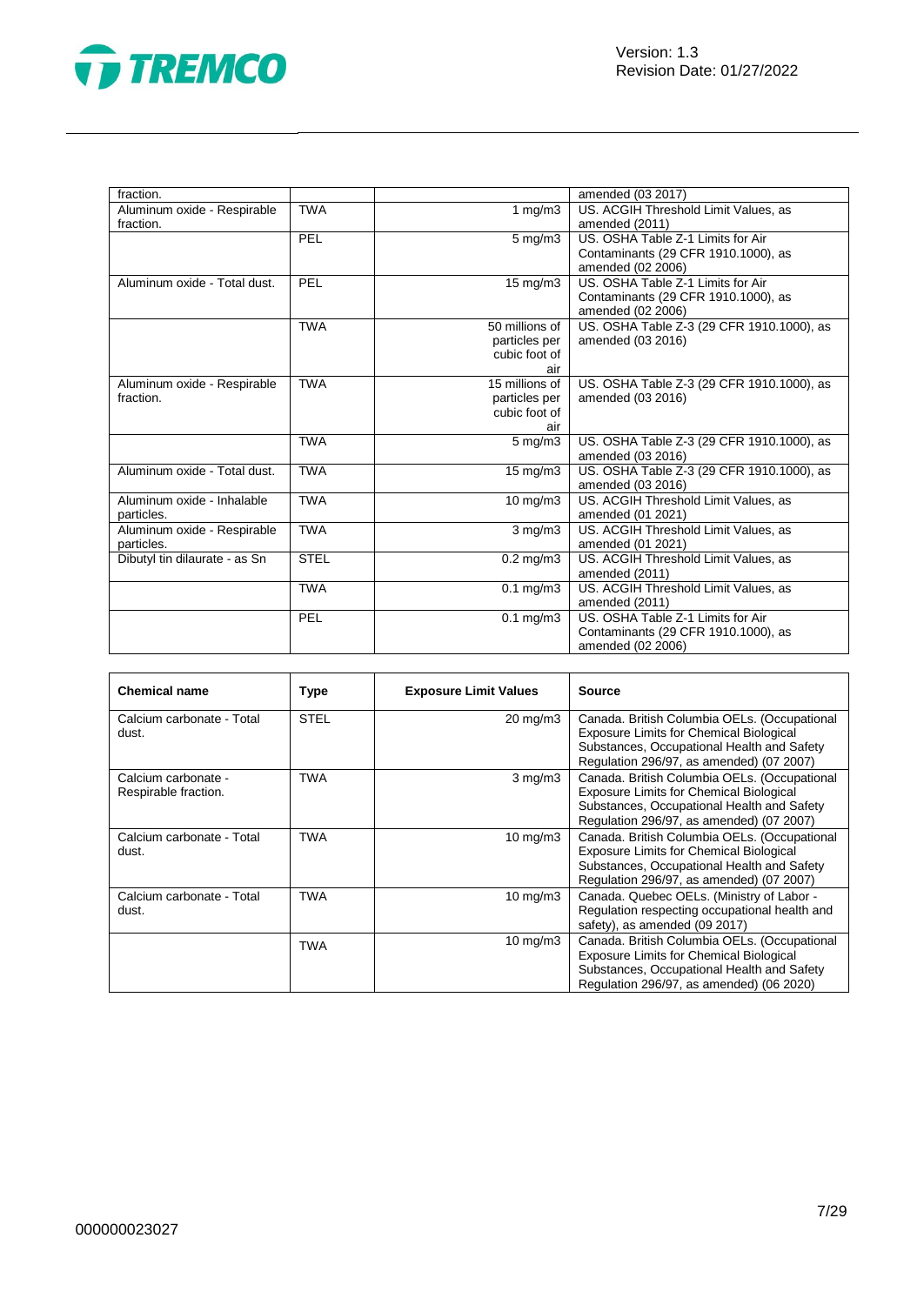| | | | |
|---|---|---|---|
| fraction. | | | amended (03 2017) |
| Aluminum oxide - Respirable fraction. | TWA | 1 mg/m3 | US. ACGIH Threshold Limit Values, as amended (2011) |
| | PEL | 5 mg/m3 | US. OSHA Table Z-1 Limits for Air Contaminants (29 CFR 1910.1000), as amended (02 2006) |
| Aluminum oxide - Total dust. | PEL | 15 mg/m3 | US. OSHA Table Z-1 Limits for Air Contaminants (29 CFR 1910.1000), as amended (02 2006) |
| | TWA | 50 millions of particles per cubic foot of air | US. OSHA Table Z-3 (29 CFR 1910.1000), as amended (03 2016) |
| Aluminum oxide - Respirable fraction. | TWA | 15 millions of particles per cubic foot of air | US. OSHA Table Z-3 (29 CFR 1910.1000), as amended (03 2016) |
| | TWA | 5 mg/m3 | US. OSHA Table Z-3 (29 CFR 1910.1000), as amended (03 2016) |
| Aluminum oxide - Total dust. | TWA | 15 mg/m3 | US. OSHA Table Z-3 (29 CFR 1910.1000), as amended (03 2016) |
| Aluminum oxide - Inhalable particles. | TWA | 10 mg/m3 | US. ACGIH Threshold Limit Values, as amended (01 2021) |
| Aluminum oxide - Respirable particles. | TWA | 3 mg/m3 | US. ACGIH Threshold Limit Values, as amended (01 2021) |
| Dibutyl tin dilaurate - as Sn | STEL | 0.2 mg/m3 | US. ACGIH Threshold Limit Values, as amended (2011) |
| | TWA | 0.1 mg/m3 | US. ACGIH Threshold Limit Values, as amended (2011) |
| | PEL | 0.1 mg/m3 | US. OSHA Table Z-1 Limits for Air Contaminants (29 CFR 1910.1000), as amended (02 2006) |

| Chemical name | Type | Exposure Limit Values | Source |
|---|---|---|---|
| Calcium carbonate - Total dust. | STEL | 20 mg/m3 | Canada. British Columbia OELs. (Occupational Exposure Limits for Chemical Biological Substances, Occupational Health and Safety Regulation 296/97, as amended) (07 2007) |
| Calcium carbonate - Respirable fraction. | TWA | 3 mg/m3 | Canada. British Columbia OELs. (Occupational Exposure Limits for Chemical Biological Substances, Occupational Health and Safety Regulation 296/97, as amended) (07 2007) |
| Calcium carbonate - Total dust. | TWA | 10 mg/m3 | Canada. British Columbia OELs. (Occupational Exposure Limits for Chemical Biological Substances, Occupational Health and Safety Regulation 296/97, as amended) (07 2007) |
| Calcium carbonate - Total dust. | TWA | 10 mg/m3 | Canada. Quebec OELs. (Ministry of Labor - Regulation respecting occupational health and safety), as amended (09 2017) |
| | TWA | 10 mg/m3 | Canada. British Columbia OELs. (Occupational Exposure Limits for Chemical Biological Substances, Occupational Health and Safety Regulation 296/97, as amended) (06 2020) |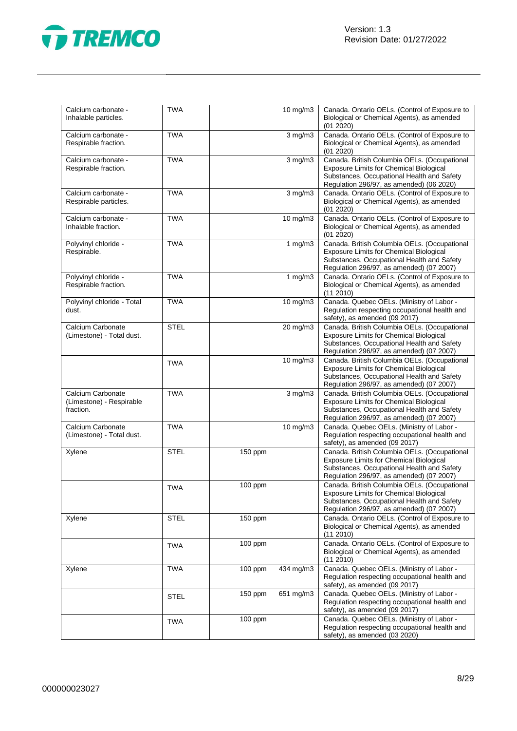| | | | | |
|---|---|---|---|---|
| Calcium carbonate - Inhalable particles. | TWA | | 10 mg/m3 | Canada. Ontario OELs. (Control of Exposure to Biological or Chemical Agents), as amended (01 2020) |
| Calcium carbonate - Respirable fraction. | TWA | | 3 mg/m3 | Canada. Ontario OELs. (Control of Exposure to Biological or Chemical Agents), as amended (01 2020) |
| Calcium carbonate - Respirable fraction. | TWA | | 3 mg/m3 | Canada. British Columbia OELs. (Occupational Exposure Limits for Chemical Biological Substances, Occupational Health and Safety Regulation 296/97, as amended) (06 2020) |
| Calcium carbonate - Respirable particles. | TWA | | 3 mg/m3 | Canada. Ontario OELs. (Control of Exposure to Biological or Chemical Agents), as amended (01 2020) |
| Calcium carbonate - Inhalable fraction. | TWA | | 10 mg/m3 | Canada. Ontario OELs. (Control of Exposure to Biological or Chemical Agents), as amended (01 2020) |
| Polyvinyl chloride - Respirable. | TWA | | 1 mg/m3 | Canada. British Columbia OELs. (Occupational Exposure Limits for Chemical Biological Substances, Occupational Health and Safety Regulation 296/97, as amended) (07 2007) |
| Polyvinyl chloride - Respirable fraction. | TWA | | 1 mg/m3 | Canada. Ontario OELs. (Control of Exposure to Biological or Chemical Agents), as amended (11 2010) |
| Polyvinyl chloride - Total dust. | TWA | | 10 mg/m3 | Canada. Quebec OELs. (Ministry of Labor - Regulation respecting occupational health and safety), as amended (09 2017) |
| Calcium Carbonate (Limestone) - Total dust. | STEL | | 20 mg/m3 | Canada. British Columbia OELs. (Occupational Exposure Limits for Chemical Biological Substances, Occupational Health and Safety Regulation 296/97, as amended) (07 2007) |
| | TWA | | 10 mg/m3 | Canada. British Columbia OELs. (Occupational Exposure Limits for Chemical Biological Substances, Occupational Health and Safety Regulation 296/97, as amended) (07 2007) |
| Calcium Carbonate (Limestone) - Respirable fraction. | TWA | | 3 mg/m3 | Canada. British Columbia OELs. (Occupational Exposure Limits for Chemical Biological Substances, Occupational Health and Safety Regulation 296/97, as amended) (07 2007) |
| Calcium Carbonate (Limestone) - Total dust. | TWA | | 10 mg/m3 | Canada. Quebec OELs. (Ministry of Labor - Regulation respecting occupational health and safety), as amended (09 2017) |
| Xylene | STEL | 150 ppm | | Canada. British Columbia OELs. (Occupational Exposure Limits for Chemical Biological Substances, Occupational Health and Safety Regulation 296/97, as amended) (07 2007) |
| | TWA | 100 ppm | | Canada. British Columbia OELs. (Occupational Exposure Limits for Chemical Biological Substances, Occupational Health and Safety Regulation 296/97, as amended) (07 2007) |
| Xylene | STEL | 150 ppm | | Canada. Ontario OELs. (Control of Exposure to Biological or Chemical Agents), as amended (11 2010) |
| | TWA | 100 ppm | | Canada. Ontario OELs. (Control of Exposure to Biological or Chemical Agents), as amended (11 2010) |
| Xylene | TWA | 100 ppm | 434 mg/m3 | Canada. Quebec OELs. (Ministry of Labor - Regulation respecting occupational health and safety), as amended (09 2017) |
| | STEL | 150 ppm | 651 mg/m3 | Canada. Quebec OELs. (Ministry of Labor - Regulation respecting occupational health and safety), as amended (09 2017) |
| | TWA | 100 ppm | | Canada. Quebec OELs. (Ministry of Labor - Regulation respecting occupational health and safety), as amended (03 2020) |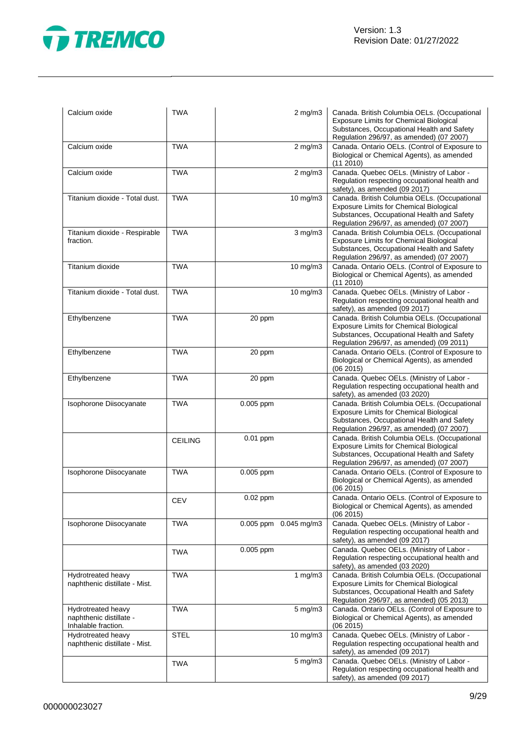| | | | | |
|---|---|---|---|---|
| Calcium oxide | TWA | | 2 mg/m3 | Canada. British Columbia OELs. (Occupational Exposure Limits for Chemical Biological Substances, Occupational Health and Safety Regulation 296/97, as amended) (07 2007) |
| Calcium oxide | TWA | | 2 mg/m3 | Canada. Ontario OELs. (Control of Exposure to Biological or Chemical Agents), as amended (11 2010) |
| Calcium oxide | TWA | | 2 mg/m3 | Canada. Quebec OELs. (Ministry of Labor - Regulation respecting occupational health and safety), as amended (09 2017) |
| Titanium dioxide - Total dust. | TWA | | 10 mg/m3 | Canada. British Columbia OELs. (Occupational Exposure Limits for Chemical Biological Substances, Occupational Health and Safety Regulation 296/97, as amended) (07 2007) |
| Titanium dioxide - Respirable fraction. | TWA | | 3 mg/m3 | Canada. British Columbia OELs. (Occupational Exposure Limits for Chemical Biological Substances, Occupational Health and Safety Regulation 296/97, as amended) (07 2007) |
| Titanium dioxide | TWA | | 10 mg/m3 | Canada. Ontario OELs. (Control of Exposure to Biological or Chemical Agents), as amended (11 2010) |
| Titanium dioxide - Total dust. | TWA | | 10 mg/m3 | Canada. Quebec OELs. (Ministry of Labor - Regulation respecting occupational health and safety), as amended (09 2017) |
| Ethylbenzene | TWA | 20 ppm | | Canada. British Columbia OELs. (Occupational Exposure Limits for Chemical Biological Substances, Occupational Health and Safety Regulation 296/97, as amended) (09 2011) |
| Ethylbenzene | TWA | 20 ppm | | Canada. Ontario OELs. (Control of Exposure to Biological or Chemical Agents), as amended (06 2015) |
| Ethylbenzene | TWA | 20 ppm | | Canada. Quebec OELs. (Ministry of Labor - Regulation respecting occupational health and safety), as amended (03 2020) |
| Isophorone Diisocyanate | TWA | 0.005 ppm | | Canada. British Columbia OELs. (Occupational Exposure Limits for Chemical Biological Substances, Occupational Health and Safety Regulation 296/97, as amended) (07 2007) |
| | CEILING | 0.01 ppm | | Canada. British Columbia OELs. (Occupational Exposure Limits for Chemical Biological Substances, Occupational Health and Safety Regulation 296/97, as amended) (07 2007) |
| Isophorone Diisocyanate | TWA | 0.005 ppm | | Canada. Ontario OELs. (Control of Exposure to Biological or Chemical Agents), as amended (06 2015) |
| | CEV | 0.02 ppm | | Canada. Ontario OELs. (Control of Exposure to Biological or Chemical Agents), as amended (06 2015) |
| Isophorone Diisocyanate | TWA | 0.005 ppm | 0.045 mg/m3 | Canada. Quebec OELs. (Ministry of Labor - Regulation respecting occupational health and safety), as amended (09 2017) |
| | TWA | 0.005 ppm | | Canada. Quebec OELs. (Ministry of Labor - Regulation respecting occupational health and safety), as amended (03 2020) |
| Hydrotreated heavy naphthenic distillate - Mist. | TWA | | 1 mg/m3 | Canada. British Columbia OELs. (Occupational Exposure Limits for Chemical Biological Substances, Occupational Health and Safety Regulation 296/97, as amended) (05 2013) |
| Hydrotreated heavy naphthenic distillate - Inhalable fraction. | TWA | | 5 mg/m3 | Canada. Ontario OELs. (Control of Exposure to Biological or Chemical Agents), as amended (06 2015) |
| Hydrotreated heavy naphthenic distillate - Mist. | STEL | | 10 mg/m3 | Canada. Quebec OELs. (Ministry of Labor - Regulation respecting occupational health and safety), as amended (09 2017) |
| | TWA | | 5 mg/m3 | Canada. Quebec OELs. (Ministry of Labor - Regulation respecting occupational health and safety), as amended (09 2017) |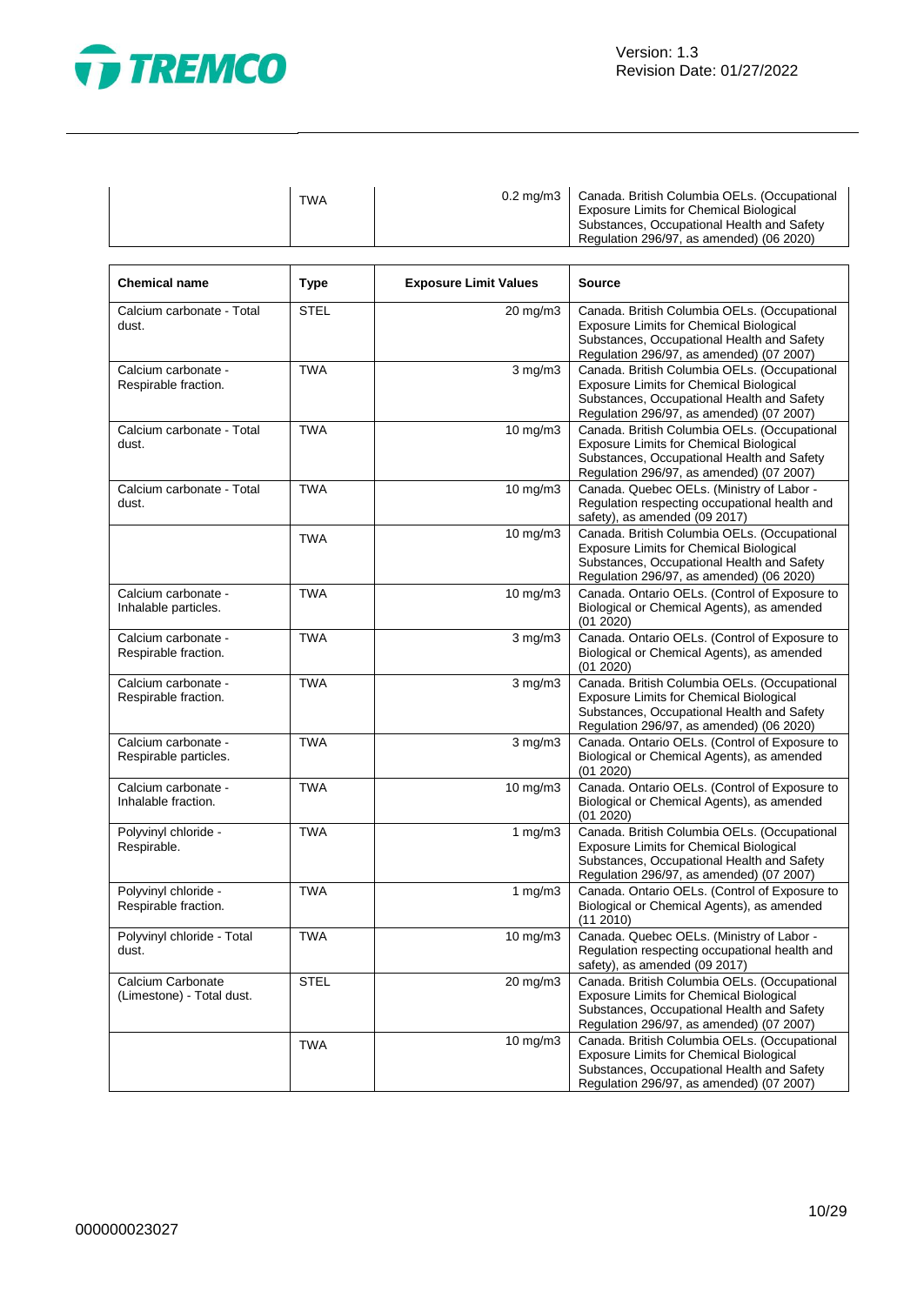| | TWA | 0.2 mg/m3 | Canada. British Columbia OELs. (Occupational Exposure Limits for Chemical Biological Substances, Occupational Health and Safety Regulation 296/97, as amended) (06 2020) |
|---|---|---|---|

| Chemical name | Type | Exposure Limit Values | Source |
|---|---|---|---|
| Calcium carbonate - Total dust. | STEL | 20 mg/m3 | Canada. British Columbia OELs. (Occupational Exposure Limits for Chemical Biological Substances, Occupational Health and Safety Regulation 296/97, as amended) (07 2007) |
| Calcium carbonate - Respirable fraction. | TWA | 3 mg/m3 | Canada. British Columbia OELs. (Occupational Exposure Limits for Chemical Biological Substances, Occupational Health and Safety Regulation 296/97, as amended) (07 2007) |
| Calcium carbonate - Total dust. | TWA | 10 mg/m3 | Canada. British Columbia OELs. (Occupational Exposure Limits for Chemical Biological Substances, Occupational Health and Safety Regulation 296/97, as amended) (07 2007) |
| Calcium carbonate - Total dust. | TWA | 10 mg/m3 | Canada. Quebec OELs. (Ministry of Labor - Regulation respecting occupational health and safety), as amended (09 2017) |
| | TWA | 10 mg/m3 | Canada. British Columbia OELs. (Occupational Exposure Limits for Chemical Biological Substances, Occupational Health and Safety Regulation 296/97, as amended) (06 2020) |
| Calcium carbonate - Inhalable particles. | TWA | 10 mg/m3 | Canada. Ontario OELs. (Control of Exposure to Biological or Chemical Agents), as amended (01 2020) |
| Calcium carbonate - Respirable fraction. | TWA | 3 mg/m3 | Canada. Ontario OELs. (Control of Exposure to Biological or Chemical Agents), as amended (01 2020) |
| Calcium carbonate - Respirable fraction. | TWA | 3 mg/m3 | Canada. British Columbia OELs. (Occupational Exposure Limits for Chemical Biological Substances, Occupational Health and Safety Regulation 296/97, as amended) (06 2020) |
| Calcium carbonate - Respirable particles. | TWA | 3 mg/m3 | Canada. Ontario OELs. (Control of Exposure to Biological or Chemical Agents), as amended (01 2020) |
| Calcium carbonate - Inhalable fraction. | TWA | 10 mg/m3 | Canada. Ontario OELs. (Control of Exposure to Biological or Chemical Agents), as amended (01 2020) |
| Polyvinyl chloride - Respirable. | TWA | 1 mg/m3 | Canada. British Columbia OELs. (Occupational Exposure Limits for Chemical Biological Substances, Occupational Health and Safety Regulation 296/97, as amended) (07 2007) |
| Polyvinyl chloride - Respirable fraction. | TWA | 1 mg/m3 | Canada. Ontario OELs. (Control of Exposure to Biological or Chemical Agents), as amended (11 2010) |
| Polyvinyl chloride - Total dust. | TWA | 10 mg/m3 | Canada. Quebec OELs. (Ministry of Labor - Regulation respecting occupational health and safety), as amended (09 2017) |
| Calcium Carbonate (Limestone) - Total dust. | STEL | 20 mg/m3 | Canada. British Columbia OELs. (Occupational Exposure Limits for Chemical Biological Substances, Occupational Health and Safety Regulation 296/97, as amended) (07 2007) |
| | TWA | 10 mg/m3 | Canada. British Columbia OELs. (Occupational Exposure Limits for Chemical Biological Substances, Occupational Health and Safety Regulation 296/97, as amended) (07 2007) |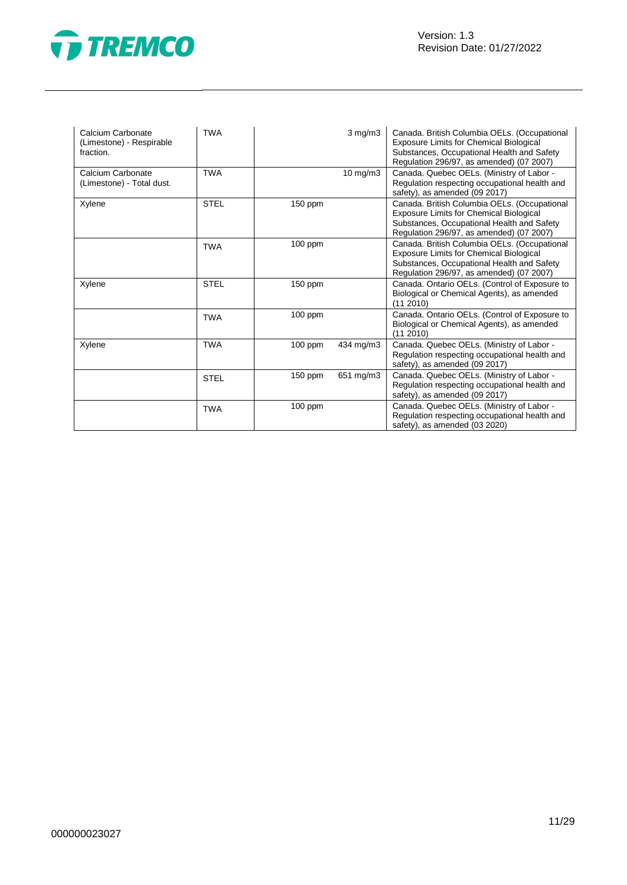| | | | | |
|---|---|---|---|---|
| Calcium Carbonate (Limestone) - Respirable fraction. | TWA | | 3 mg/m3 | Canada. British Columbia OELs. (Occupational Exposure Limits for Chemical Biological Substances, Occupational Health and Safety Regulation 296/97, as amended) (07 2007) |
| Calcium Carbonate (Limestone) - Total dust. | TWA | | 10 mg/m3 | Canada. Quebec OELs. (Ministry of Labor - Regulation respecting occupational health and safety), as amended (09 2017) |
| Xylene | STEL | 150 ppm | | Canada. British Columbia OELs. (Occupational Exposure Limits for Chemical Biological Substances, Occupational Health and Safety Regulation 296/97, as amended) (07 2007) |
| | TWA | 100 ppm | | Canada. British Columbia OELs. (Occupational Exposure Limits for Chemical Biological Substances, Occupational Health and Safety Regulation 296/97, as amended) (07 2007) |
| Xylene | STEL | 150 ppm | | Canada. Ontario OELs. (Control of Exposure to Biological or Chemical Agents), as amended (11 2010) |
| | TWA | 100 ppm | | Canada. Ontario OELs. (Control of Exposure to Biological or Chemical Agents), as amended (11 2010) |
| Xylene | TWA | 100 ppm | 434 mg/m3 | Canada. Quebec OELs. (Ministry of Labor - Regulation respecting occupational health and safety), as amended (09 2017) |
| | STEL | 150 ppm | 651 mg/m3 | Canada. Quebec OELs. (Ministry of Labor - Regulation respecting occupational health and safety), as amended (09 2017) |
| | TWA | 100 ppm | | Canada. Quebec OELs. (Ministry of Labor - Regulation respecting occupational health and safety), as amended (03 2020) |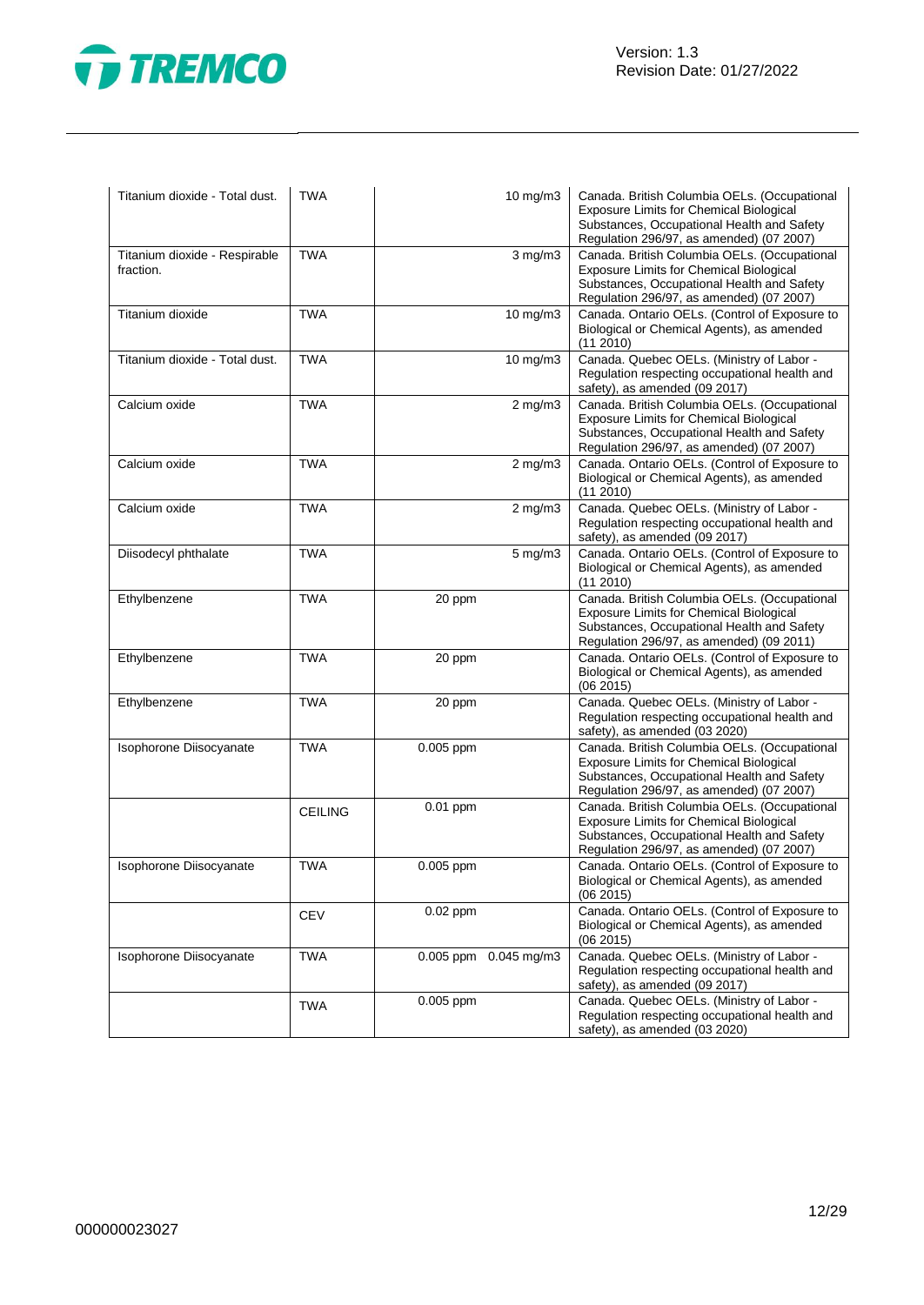| | | | | |
|---|---|---|---|---|
| Titanium dioxide - Total dust. | TWA | | 10 mg/m3 | Canada. British Columbia OELs. (Occupational Exposure Limits for Chemical Biological Substances, Occupational Health and Safety Regulation 296/97, as amended) (07 2007) |
| Titanium dioxide - Respirable fraction. | TWA | | 3 mg/m3 | Canada. British Columbia OELs. (Occupational Exposure Limits for Chemical Biological Substances, Occupational Health and Safety Regulation 296/97, as amended) (07 2007) |
| Titanium dioxide | TWA | | 10 mg/m3 | Canada. Ontario OELs. (Control of Exposure to Biological or Chemical Agents), as amended (11 2010) |
| Titanium dioxide - Total dust. | TWA | | 10 mg/m3 | Canada. Quebec OELs. (Ministry of Labor - Regulation respecting occupational health and safety), as amended (09 2017) |
| Calcium oxide | TWA | | 2 mg/m3 | Canada. British Columbia OELs. (Occupational Exposure Limits for Chemical Biological Substances, Occupational Health and Safety Regulation 296/97, as amended) (07 2007) |
| Calcium oxide | TWA | | 2 mg/m3 | Canada. Ontario OELs. (Control of Exposure to Biological or Chemical Agents), as amended (11 2010) |
| Calcium oxide | TWA | | 2 mg/m3 | Canada. Quebec OELs. (Ministry of Labor - Regulation respecting occupational health and safety), as amended (09 2017) |
| Diisodecyl phthalate | TWA | | 5 mg/m3 | Canada. Ontario OELs. (Control of Exposure to Biological or Chemical Agents), as amended (11 2010) |
| Ethylbenzene | TWA | 20 ppm | | Canada. British Columbia OELs. (Occupational Exposure Limits for Chemical Biological Substances, Occupational Health and Safety Regulation 296/97, as amended) (09 2011) |
| Ethylbenzene | TWA | 20 ppm | | Canada. Ontario OELs. (Control of Exposure to Biological or Chemical Agents), as amended (06 2015) |
| Ethylbenzene | TWA | 20 ppm | | Canada. Quebec OELs. (Ministry of Labor - Regulation respecting occupational health and safety), as amended (03 2020) |
| Isophorone Diisocyanate | TWA | 0.005 ppm | | Canada. British Columbia OELs. (Occupational Exposure Limits for Chemical Biological Substances, Occupational Health and Safety Regulation 296/97, as amended) (07 2007) |
| | CEILING | 0.01 ppm | | Canada. British Columbia OELs. (Occupational Exposure Limits for Chemical Biological Substances, Occupational Health and Safety Regulation 296/97, as amended) (07 2007) |
| Isophorone Diisocyanate | TWA | 0.005 ppm | | Canada. Ontario OELs. (Control of Exposure to Biological or Chemical Agents), as amended (06 2015) |
| | CEV | 0.02 ppm | | Canada. Ontario OELs. (Control of Exposure to Biological or Chemical Agents), as amended (06 2015) |
| Isophorone Diisocyanate | TWA | 0.005 ppm | 0.045 mg/m3 | Canada. Quebec OELs. (Ministry of Labor - Regulation respecting occupational health and safety), as amended (09 2017) |
| | TWA | 0.005 ppm | | Canada. Quebec OELs. (Ministry of Labor - Regulation respecting occupational health and safety), as amended (03 2020) |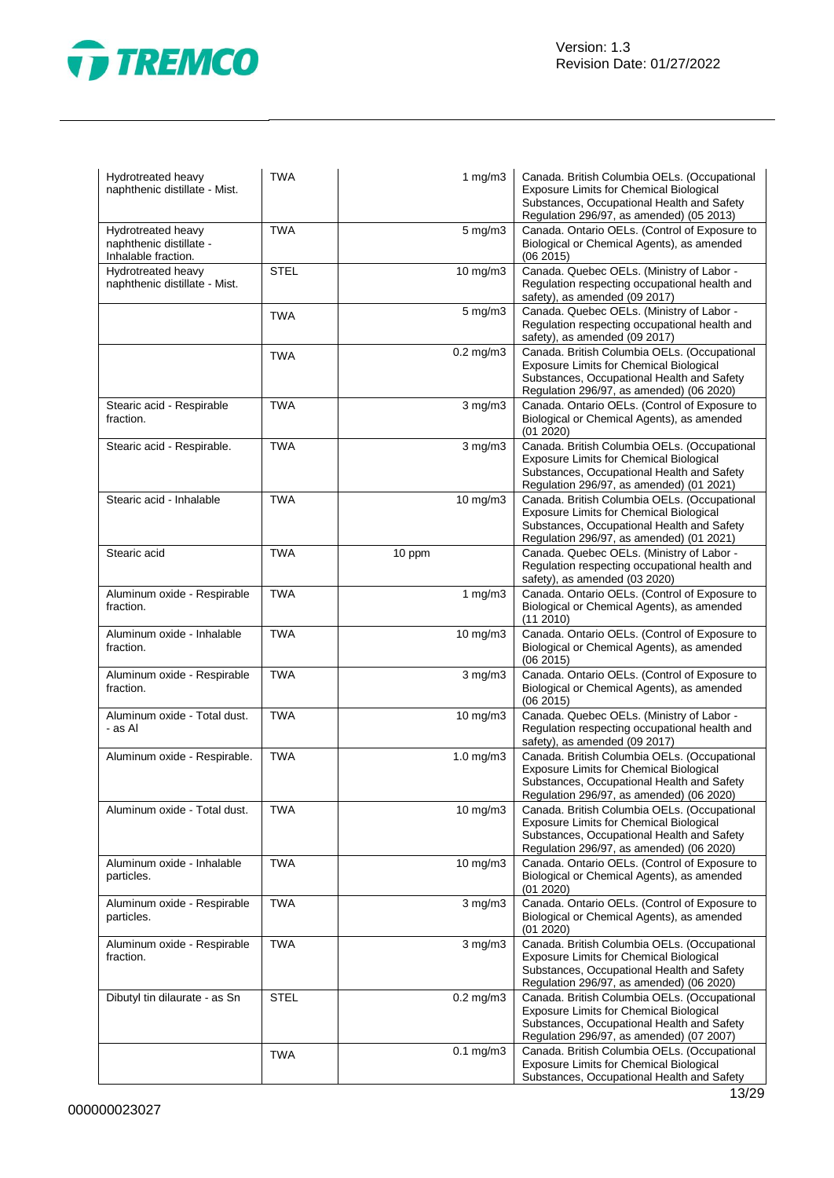| | | | | |
|---|---|---|---|---|
| Hydrotreated heavy naphthenic distillate - Mist. | TWA | | 1 mg/m3 | Canada. British Columbia OELs. (Occupational Exposure Limits for Chemical Biological Substances, Occupational Health and Safety Regulation 296/97, as amended) (05 2013) |
| Hydrotreated heavy naphthenic distillate - Inhalable fraction. | TWA | | 5 mg/m3 | Canada. Ontario OELs. (Control of Exposure to Biological or Chemical Agents), as amended (06 2015) |
| Hydrotreated heavy naphthenic distillate - Mist. | STEL | | 10 mg/m3 | Canada. Quebec OELs. (Ministry of Labor - Regulation respecting occupational health and safety), as amended (09 2017) |
| | TWA | | 5 mg/m3 | Canada. Quebec OELs. (Ministry of Labor - Regulation respecting occupational health and safety), as amended (09 2017) |
| | TWA | | 0.2 mg/m3 | Canada. British Columbia OELs. (Occupational Exposure Limits for Chemical Biological Substances, Occupational Health and Safety Regulation 296/97, as amended) (06 2020) |
| Stearic acid - Respirable fraction. | TWA | | 3 mg/m3 | Canada. Ontario OELs. (Control of Exposure to Biological or Chemical Agents), as amended (01 2020) |
| Stearic acid - Respirable. | TWA | | 3 mg/m3 | Canada. British Columbia OELs. (Occupational Exposure Limits for Chemical Biological Substances, Occupational Health and Safety Regulation 296/97, as amended) (01 2021) |
| Stearic acid - Inhalable | TWA | | 10 mg/m3 | Canada. British Columbia OELs. (Occupational Exposure Limits for Chemical Biological Substances, Occupational Health and Safety Regulation 296/97, as amended) (01 2021) |
| Stearic acid | TWA | 10 ppm | | Canada. Quebec OELs. (Ministry of Labor - Regulation respecting occupational health and safety), as amended (03 2020) |
| Aluminum oxide - Respirable fraction. | TWA | | 1 mg/m3 | Canada. Ontario OELs. (Control of Exposure to Biological or Chemical Agents), as amended (11 2010) |
| Aluminum oxide - Inhalable fraction. | TWA | | 10 mg/m3 | Canada. Ontario OELs. (Control of Exposure to Biological or Chemical Agents), as amended (06 2015) |
| Aluminum oxide - Respirable fraction. | TWA | | 3 mg/m3 | Canada. Ontario OELs. (Control of Exposure to Biological or Chemical Agents), as amended (06 2015) |
| Aluminum oxide - Total dust. - as Al | TWA | | 10 mg/m3 | Canada. Quebec OELs. (Ministry of Labor - Regulation respecting occupational health and safety), as amended (09 2017) |
| Aluminum oxide - Respirable. | TWA | | 1.0 mg/m3 | Canada. British Columbia OELs. (Occupational Exposure Limits for Chemical Biological Substances, Occupational Health and Safety Regulation 296/97, as amended) (06 2020) |
| Aluminum oxide - Total dust. | TWA | | 10 mg/m3 | Canada. British Columbia OELs. (Occupational Exposure Limits for Chemical Biological Substances, Occupational Health and Safety Regulation 296/97, as amended) (06 2020) |
| Aluminum oxide - Inhalable particles. | TWA | | 10 mg/m3 | Canada. Ontario OELs. (Control of Exposure to Biological or Chemical Agents), as amended (01 2020) |
| Aluminum oxide - Respirable particles. | TWA | | 3 mg/m3 | Canada. Ontario OELs. (Control of Exposure to Biological or Chemical Agents), as amended (01 2020) |
| Aluminum oxide - Respirable fraction. | TWA | | 3 mg/m3 | Canada. British Columbia OELs. (Occupational Exposure Limits for Chemical Biological Substances, Occupational Health and Safety Regulation 296/97, as amended) (06 2020) |
| Dibutyl tin dilaurate - as Sn | STEL | | 0.2 mg/m3 | Canada. British Columbia OELs. (Occupational Exposure Limits for Chemical Biological Substances, Occupational Health and Safety Regulation 296/97, as amended) (07 2007) |
| | TWA | | 0.1 mg/m3 | Canada. British Columbia OELs. (Occupational Exposure Limits for Chemical Biological Substances, Occupational Health and Safety |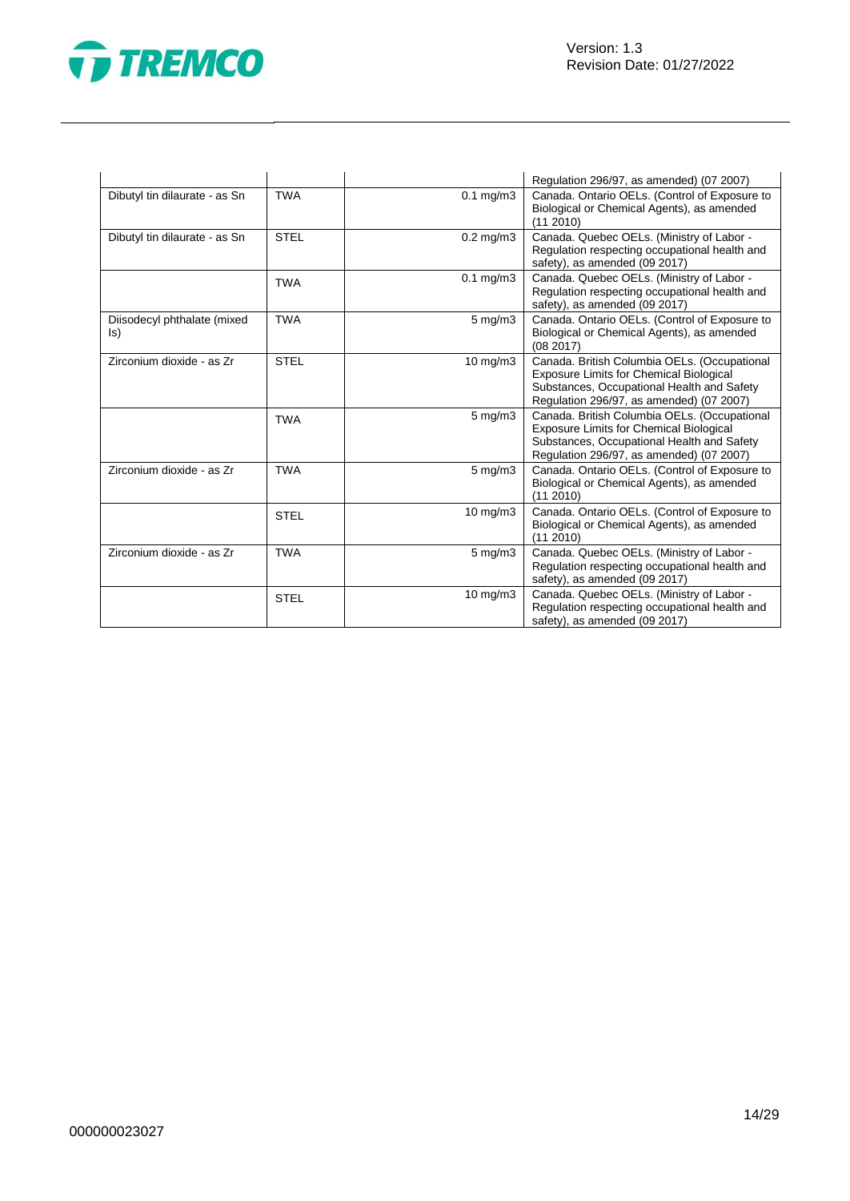| | | | |
|---|---|---|---|
| | | | Regulation 296/97, as amended) (07 2007) |
| Dibutyl tin dilaurate - as Sn | TWA | 0.1 mg/m3 | Canada. Ontario OELs. (Control of Exposure to Biological or Chemical Agents), as amended (11 2010) |
| Dibutyl tin dilaurate - as Sn | STEL | 0.2 mg/m3 | Canada. Quebec OELs. (Ministry of Labor - Regulation respecting occupational health and safety), as amended (09 2017) |
| | TWA | 0.1 mg/m3 | Canada. Quebec OELs. (Ministry of Labor - Regulation respecting occupational health and safety), as amended (09 2017) |
| Diisodecyl phthalate (mixed Is) | TWA | 5 mg/m3 | Canada. Ontario OELs. (Control of Exposure to Biological or Chemical Agents), as amended (08 2017) |
| Zirconium dioxide - as Zr | STEL | 10 mg/m3 | Canada. British Columbia OELs. (Occupational Exposure Limits for Chemical Biological Substances, Occupational Health and Safety Regulation 296/97, as amended) (07 2007) |
| | TWA | 5 mg/m3 | Canada. British Columbia OELs. (Occupational Exposure Limits for Chemical Biological Substances, Occupational Health and Safety Regulation 296/97, as amended) (07 2007) |
| Zirconium dioxide - as Zr | TWA | 5 mg/m3 | Canada. Ontario OELs. (Control of Exposure to Biological or Chemical Agents), as amended (11 2010) |
| | STEL | 10 mg/m3 | Canada. Ontario OELs. (Control of Exposure to Biological or Chemical Agents), as amended (11 2010) |
| Zirconium dioxide - as Zr | TWA | 5 mg/m3 | Canada. Quebec OELs. (Ministry of Labor - Regulation respecting occupational health and safety), as amended (09 2017) |
| | STEL | 10 mg/m3 | Canada. Quebec OELs. (Ministry of Labor - Regulation respecting occupational health and safety), as amended (09 2017) |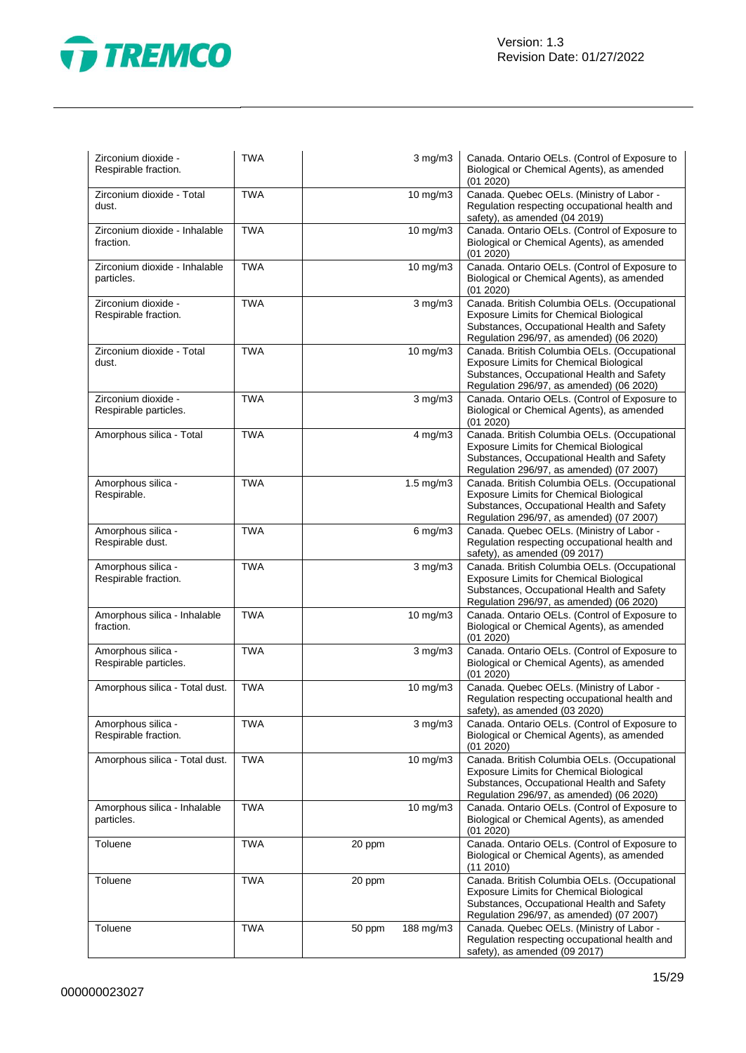| | | | | |
|---|---|---|---|---|
| Zirconium dioxide - Respirable fraction. | TWA | | 3 mg/m3 | Canada. Ontario OELs. (Control of Exposure to Biological or Chemical Agents), as amended (01 2020) |
| Zirconium dioxide - Total dust. | TWA | | 10 mg/m3 | Canada. Quebec OELs. (Ministry of Labor - Regulation respecting occupational health and safety), as amended (04 2019) |
| Zirconium dioxide - Inhalable fraction. | TWA | | 10 mg/m3 | Canada. Ontario OELs. (Control of Exposure to Biological or Chemical Agents), as amended (01 2020) |
| Zirconium dioxide - Inhalable particles. | TWA | | 10 mg/m3 | Canada. Ontario OELs. (Control of Exposure to Biological or Chemical Agents), as amended (01 2020) |
| Zirconium dioxide - Respirable fraction. | TWA | | 3 mg/m3 | Canada. British Columbia OELs. (Occupational Exposure Limits for Chemical Biological Substances, Occupational Health and Safety Regulation 296/97, as amended) (06 2020) |
| Zirconium dioxide - Total dust. | TWA | | 10 mg/m3 | Canada. British Columbia OELs. (Occupational Exposure Limits for Chemical Biological Substances, Occupational Health and Safety Regulation 296/97, as amended) (06 2020) |
| Zirconium dioxide - Respirable particles. | TWA | | 3 mg/m3 | Canada. Ontario OELs. (Control of Exposure to Biological or Chemical Agents), as amended (01 2020) |
| Amorphous silica - Total | TWA | | 4 mg/m3 | Canada. British Columbia OELs. (Occupational Exposure Limits for Chemical Biological Substances, Occupational Health and Safety Regulation 296/97, as amended) (07 2007) |
| Amorphous silica - Respirable. | TWA | | 1.5 mg/m3 | Canada. British Columbia OELs. (Occupational Exposure Limits for Chemical Biological Substances, Occupational Health and Safety Regulation 296/97, as amended) (07 2007) |
| Amorphous silica - Respirable dust. | TWA | | 6 mg/m3 | Canada. Quebec OELs. (Ministry of Labor - Regulation respecting occupational health and safety), as amended (09 2017) |
| Amorphous silica - Respirable fraction. | TWA | | 3 mg/m3 | Canada. British Columbia OELs. (Occupational Exposure Limits for Chemical Biological Substances, Occupational Health and Safety Regulation 296/97, as amended) (06 2020) |
| Amorphous silica - Inhalable fraction. | TWA | | 10 mg/m3 | Canada. Ontario OELs. (Control of Exposure to Biological or Chemical Agents), as amended (01 2020) |
| Amorphous silica - Respirable particles. | TWA | | 3 mg/m3 | Canada. Ontario OELs. (Control of Exposure to Biological or Chemical Agents), as amended (01 2020) |
| Amorphous silica - Total dust. | TWA | | 10 mg/m3 | Canada. Quebec OELs. (Ministry of Labor - Regulation respecting occupational health and safety), as amended (03 2020) |
| Amorphous silica - Respirable fraction. | TWA | | 3 mg/m3 | Canada. Ontario OELs. (Control of Exposure to Biological or Chemical Agents), as amended (01 2020) |
| Amorphous silica - Total dust. | TWA | | 10 mg/m3 | Canada. British Columbia OELs. (Occupational Exposure Limits for Chemical Biological Substances, Occupational Health and Safety Regulation 296/97, as amended) (06 2020) |
| Amorphous silica - Inhalable particles. | TWA | | 10 mg/m3 | Canada. Ontario OELs. (Control of Exposure to Biological or Chemical Agents), as amended (01 2020) |
| Toluene | TWA | 20 ppm | | Canada. Ontario OELs. (Control of Exposure to Biological or Chemical Agents), as amended (11 2010) |
| Toluene | TWA | 20 ppm | | Canada. British Columbia OELs. (Occupational Exposure Limits for Chemical Biological Substances, Occupational Health and Safety Regulation 296/97, as amended) (07 2007) |
| Toluene | TWA | 50 ppm | 188 mg/m3 | Canada. Quebec OELs. (Ministry of Labor - Regulation respecting occupational health and safety), as amended (09 2017) |

000000023027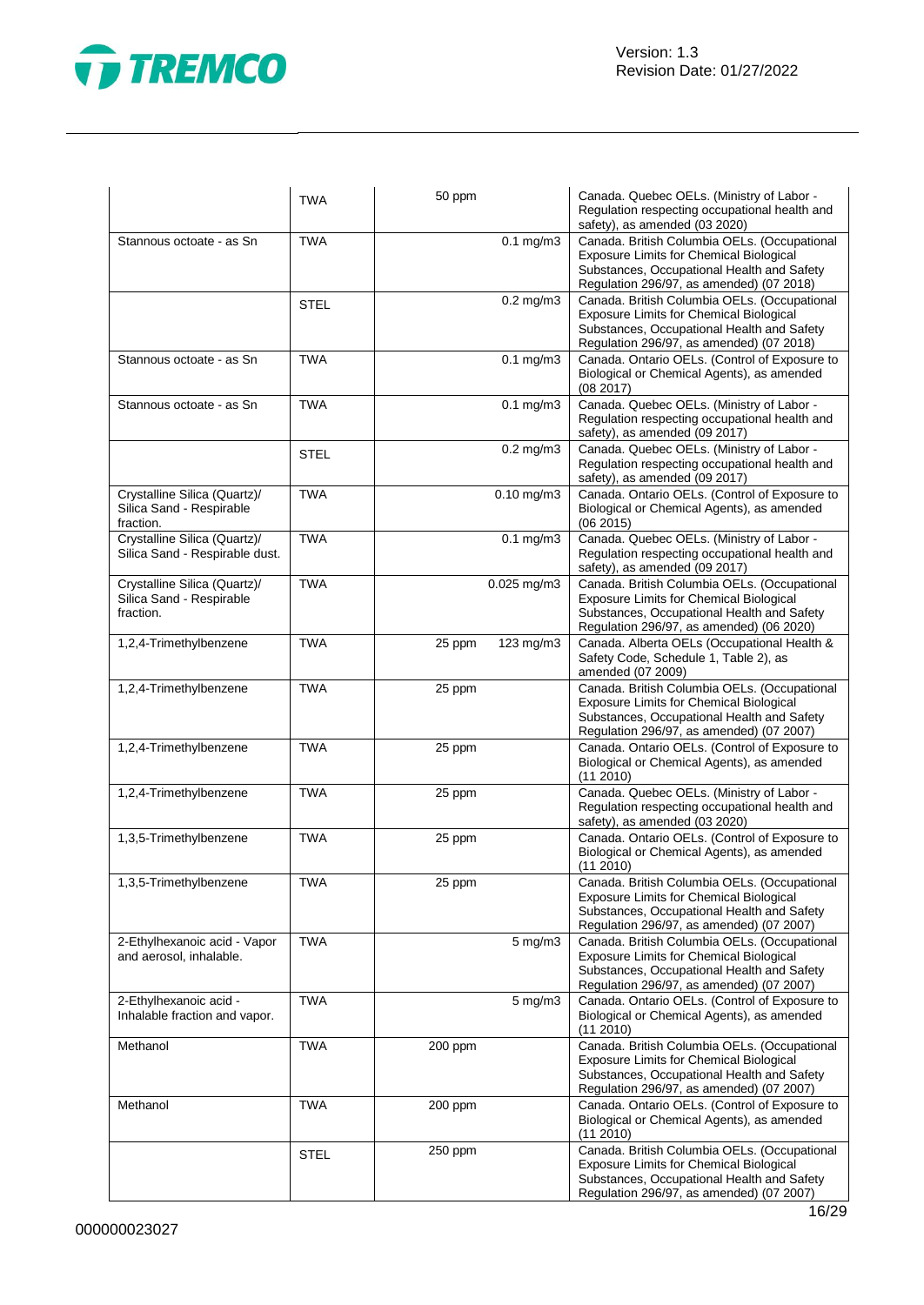| | | | | |
|---|---|---|---|---|
| | TWA | 50 ppm | | Canada. Quebec OELs. (Ministry of Labor - Regulation respecting occupational health and safety), as amended (03 2020) |
| Stannous octoate - as Sn | TWA | | 0.1 mg/m3 | Canada. British Columbia OELs. (Occupational Exposure Limits for Chemical Biological Substances, Occupational Health and Safety Regulation 296/97, as amended) (07 2018) |
| | STEL | | 0.2 mg/m3 | Canada. British Columbia OELs. (Occupational Exposure Limits for Chemical Biological Substances, Occupational Health and Safety Regulation 296/97, as amended) (07 2018) |
| Stannous octoate - as Sn | TWA | | 0.1 mg/m3 | Canada. Ontario OELs. (Control of Exposure to Biological or Chemical Agents), as amended (08 2017) |
| Stannous octoate - as Sn | TWA | | 0.1 mg/m3 | Canada. Quebec OELs. (Ministry of Labor - Regulation respecting occupational health and safety), as amended (09 2017) |
| | STEL | | 0.2 mg/m3 | Canada. Quebec OELs. (Ministry of Labor - Regulation respecting occupational health and safety), as amended (09 2017) |
| Crystalline Silica (Quartz)/ Silica Sand - Respirable fraction. | TWA | | 0.10 mg/m3 | Canada. Ontario OELs. (Control of Exposure to Biological or Chemical Agents), as amended (06 2015) |
| Crystalline Silica (Quartz)/ Silica Sand - Respirable dust. | TWA | | 0.1 mg/m3 | Canada. Quebec OELs. (Ministry of Labor - Regulation respecting occupational health and safety), as amended (09 2017) |
| Crystalline Silica (Quartz)/ Silica Sand - Respirable fraction. | TWA | | 0.025 mg/m3 | Canada. British Columbia OELs. (Occupational Exposure Limits for Chemical Biological Substances, Occupational Health and Safety Regulation 296/97, as amended) (06 2020) |
| 1,2,4-Trimethylbenzene | TWA | 25 ppm | 123 mg/m3 | Canada. Alberta OELs (Occupational Health & Safety Code, Schedule 1, Table 2), as amended (07 2009) |
| 1,2,4-Trimethylbenzene | TWA | 25 ppm | | Canada. British Columbia OELs. (Occupational Exposure Limits for Chemical Biological Substances, Occupational Health and Safety Regulation 296/97, as amended) (07 2007) |
| 1,2,4-Trimethylbenzene | TWA | 25 ppm | | Canada. Ontario OELs. (Control of Exposure to Biological or Chemical Agents), as amended (11 2010) |
| 1,2,4-Trimethylbenzene | TWA | 25 ppm | | Canada. Quebec OELs. (Ministry of Labor - Regulation respecting occupational health and safety), as amended (03 2020) |
| 1,3,5-Trimethylbenzene | TWA | 25 ppm | | Canada. Ontario OELs. (Control of Exposure to Biological or Chemical Agents), as amended (11 2010) |
| 1,3,5-Trimethylbenzene | TWA | 25 ppm | | Canada. British Columbia OELs. (Occupational Exposure Limits for Chemical Biological Substances, Occupational Health and Safety Regulation 296/97, as amended) (07 2007) |
| 2-Ethylhexanoic acid - Vapor and aerosol, inhalable. | TWA | | 5 mg/m3 | Canada. British Columbia OELs. (Occupational Exposure Limits for Chemical Biological Substances, Occupational Health and Safety Regulation 296/97, as amended) (07 2007) |
| 2-Ethylhexanoic acid - Inhalable fraction and vapor. | TWA | | 5 mg/m3 | Canada. Ontario OELs. (Control of Exposure to Biological or Chemical Agents), as amended (11 2010) |
| Methanol | TWA | 200 ppm | | Canada. British Columbia OELs. (Occupational Exposure Limits for Chemical Biological Substances, Occupational Health and Safety Regulation 296/97, as amended) (07 2007) |
| Methanol | TWA | 200 ppm | | Canada. Ontario OELs. (Control of Exposure to Biological or Chemical Agents), as amended (11 2010) |
| | STEL | 250 ppm | | Canada. British Columbia OELs. (Occupational Exposure Limits for Chemical Biological Substances, Occupational Health and Safety Regulation 296/97, as amended) (07 2007) |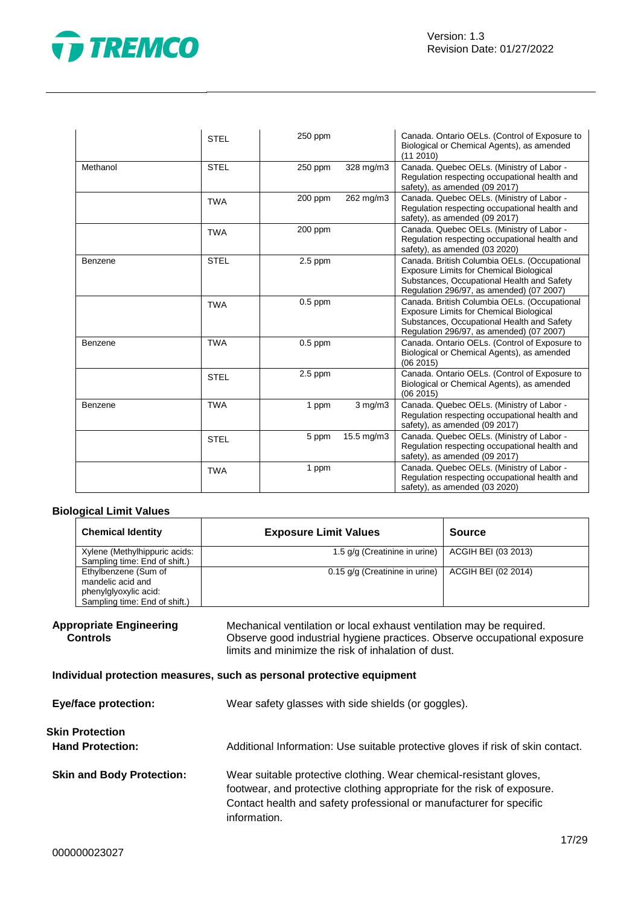| | | | | |
|---|---|---|---|---|
| | STEL | 250 ppm | | Canada. Ontario OELs. (Control of Exposure to Biological or Chemical Agents), as amended (11 2010) |
| Methanol | STEL | 250 ppm | 328 mg/m3 | Canada. Quebec OELs. (Ministry of Labor - Regulation respecting occupational health and safety), as amended (09 2017) |
| | TWA | 200 ppm | 262 mg/m3 | Canada. Quebec OELs. (Ministry of Labor - Regulation respecting occupational health and safety), as amended (09 2017) |
| | TWA | 200 ppm | | Canada. Quebec OELs. (Ministry of Labor - Regulation respecting occupational health and safety), as amended (03 2020) |
| Benzene | STEL | 2.5 ppm | | Canada. British Columbia OELs. (Occupational Exposure Limits for Chemical Biological Substances, Occupational Health and Safety Regulation 296/97, as amended) (07 2007) |
| | TWA | 0.5 ppm | | Canada. British Columbia OELs. (Occupational Exposure Limits for Chemical Biological Substances, Occupational Health and Safety Regulation 296/97, as amended) (07 2007) |
| Benzene | TWA | 0.5 ppm | | Canada. Ontario OELs. (Control of Exposure to Biological or Chemical Agents), as amended (06 2015) |
| | STEL | 2.5 ppm | | Canada. Ontario OELs. (Control of Exposure to Biological or Chemical Agents), as amended (06 2015) |
| Benzene | TWA | 1 ppm | 3 mg/m3 | Canada. Quebec OELs. (Ministry of Labor - Regulation respecting occupational health and safety), as amended (09 2017) |
| | STEL | 5 ppm | 15.5 mg/m3 | Canada. Quebec OELs. (Ministry of Labor - Regulation respecting occupational health and safety), as amended (09 2017) |
| | TWA | 1 ppm | | Canada. Quebec OELs. (Ministry of Labor - Regulation respecting occupational health and safety), as amended (03 2020) |

**Biological Limit Values**

| Chemical Identity | Exposure Limit Values | Source |
|---|---|---|
| Xylene (Methylhippuric acids: Sampling time: End of shift.) | 1.5 g/g (Creatinine in urine) | ACGIH BEI (03 2013) |
| Ethylbenzene (Sum of mandelic acid and phenylglyoxylic acid: Sampling time: End of shift.) | 0.15 g/g (Creatinine in urine) | ACGIH BEI (02 2014) |

**Appropriate Engineering Controls**

Mechanical ventilation or local exhaust ventilation may be required. Observe good industrial hygiene practices. Observe occupational exposure limits and minimize the risk of inhalation of dust.

**Individual protection measures, such as personal protective equipment**

**Eye/face protection:** Wear safety glasses with side shields (or goggles).

**Skin Protection**

**Hand Protection:** Additional Information: Use suitable protective gloves if risk of skin contact.

**Skin and Body Protection:** Wear suitable protective clothing. Wear chemical-resistant gloves, footwear, and protective clothing appropriate for the risk of exposure. Contact health and safety professional or manufacturer for specific information.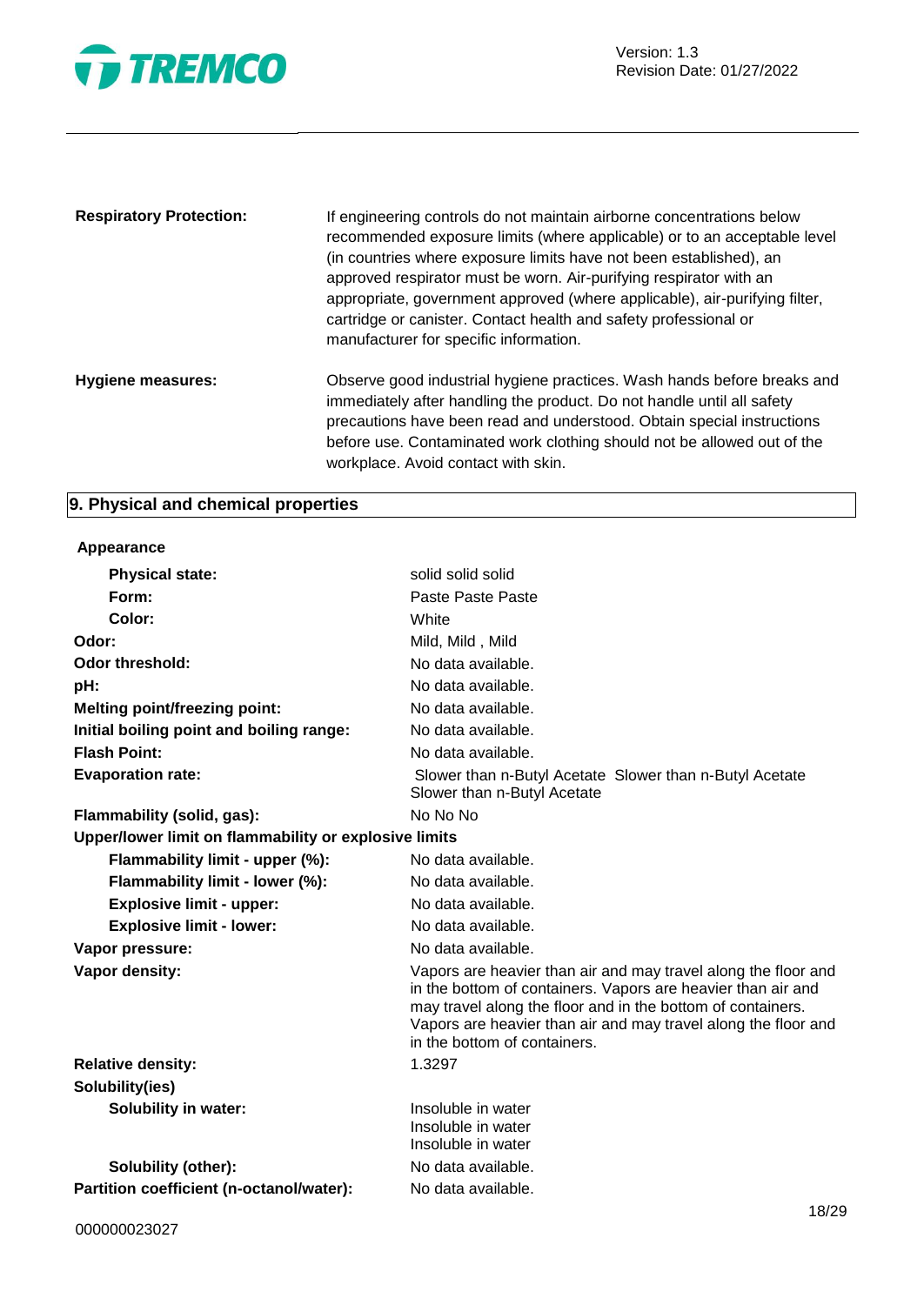| | |
|---|---|
| **Respiratory Protection:** | If engineering controls do not maintain airborne concentrations below recommended exposure limits (where applicable) or to an acceptable level (in countries where exposure limits have not been established), an approved respirator must be worn. Air-purifying respirator with an appropriate, government approved (where applicable), air-purifying filter, cartridge or canister. Contact health and safety professional or manufacturer for specific information. |
| **Hygiene measures:** | Observe good industrial hygiene practices. Wash hands before breaks and immediately after handling the product. Do not handle until all safety precautions have been read and understood. Obtain special instructions before use. Contaminated work clothing should not be allowed out of the workplace. Avoid contact with skin. |

## 9. Physical and chemical properties

**Appearance**

| | |
|---|---|
| **Physical state:** | solid solid solid |
| **Form:** | Paste Paste Paste |
| **Color:** | White |
| **Odor:** | Mild, Mild , Mild |
| **Odor threshold:** | No data available. |
| **pH:** | No data available. |
| **Melting point/freezing point:** | No data available. |
| **Initial boiling point and boiling range:** | No data available. |
| **Flash Point:** | No data available. |
| **Evaporation rate:** | Slower than n-Butyl Acetate Slower than n-Butyl Acetate Slower than n-Butyl Acetate |
| **Flammability (solid, gas):** | No No No |
| **Upper/lower limit on flammability or explosive limits** | |
| **Flammability limit - upper (%):** | No data available. |
| **Flammability limit - lower (%):** | No data available. |
| **Explosive limit - upper:** | No data available. |
| **Explosive limit - lower:** | No data available. |
| **Vapor pressure:** | No data available. |
| **Vapor density:** | Vapors are heavier than air and may travel along the floor and in the bottom of containers. Vapors are heavier than air and may travel along the floor and in the bottom of containers. Vapors are heavier than air and may travel along the floor and in the bottom of containers. |
| **Relative density:** | 1.3297 |
| **Solubility(ies)** | |
| **Solubility in water:** | Insoluble in water Insoluble in water Insoluble in water |
| **Solubility (other):** | No data available. |
| **Partition coefficient (n-octanol/water):** | No data available. |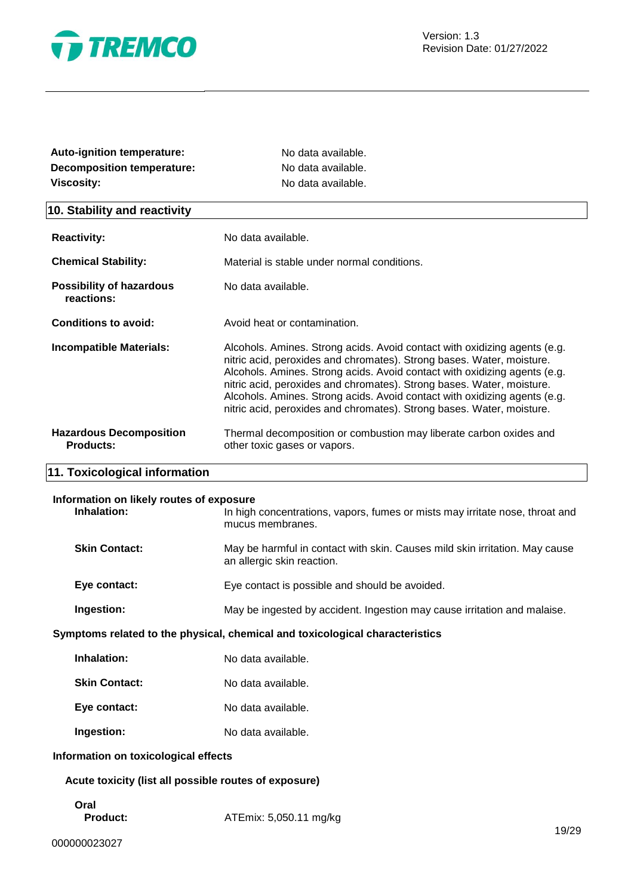| | |
|---|---|
| **Auto-ignition temperature:** | No data available. |
| **Decomposition temperature:** | No data available. |
| **Viscosity:** | No data available. |

## 10. Stability and reactivity

| | |
|---|---|
| **Reactivity:** | No data available. |
| **Chemical Stability:** | Material is stable under normal conditions. |
| **Possibility of hazardous reactions:** | No data available. |
| **Conditions to avoid:** | Avoid heat or contamination. |
| **Incompatible Materials:** | Alcohols. Amines. Strong acids. Avoid contact with oxidizing agents (e.g. nitric acid, peroxides and chromates). Strong bases. Water, moisture. Alcohols. Amines. Strong acids. Avoid contact with oxidizing agents (e.g. nitric acid, peroxides and chromates). Strong bases. Water, moisture. Alcohols. Amines. Strong acids. Avoid contact with oxidizing agents (e.g. nitric acid, peroxides and chromates). Strong bases. Water, moisture. |
| **Hazardous Decomposition Products:** | Thermal decomposition or combustion may liberate carbon oxides and other toxic gases or vapors. |

## 11. Toxicological information

**Information on likely routes of exposure**

| | |
|---|---|
| **Inhalation:** | In high concentrations, vapors, fumes or mists may irritate nose, throat and mucus membranes. |
| **Skin Contact:** | May be harmful in contact with skin. Causes mild skin irritation. May cause an allergic skin reaction. |
| **Eye contact:** | Eye contact is possible and should be avoided. |
| **Ingestion:** | May be ingested by accident. Ingestion may cause irritation and malaise. |

**Symptoms related to the physical, chemical and toxicological characteristics**

| | |
|---|---|
| **Inhalation:** | No data available. |
| **Skin Contact:** | No data available. |
| **Eye contact:** | No data available. |
| **Ingestion:** | No data available. |

**Information on toxicological effects**

**Acute toxicity (list all possible routes of exposure)**

**Oral**

| | |
|---|---|
| **Product:** | ATEmix: 5,050.11 mg/kg |

000000023027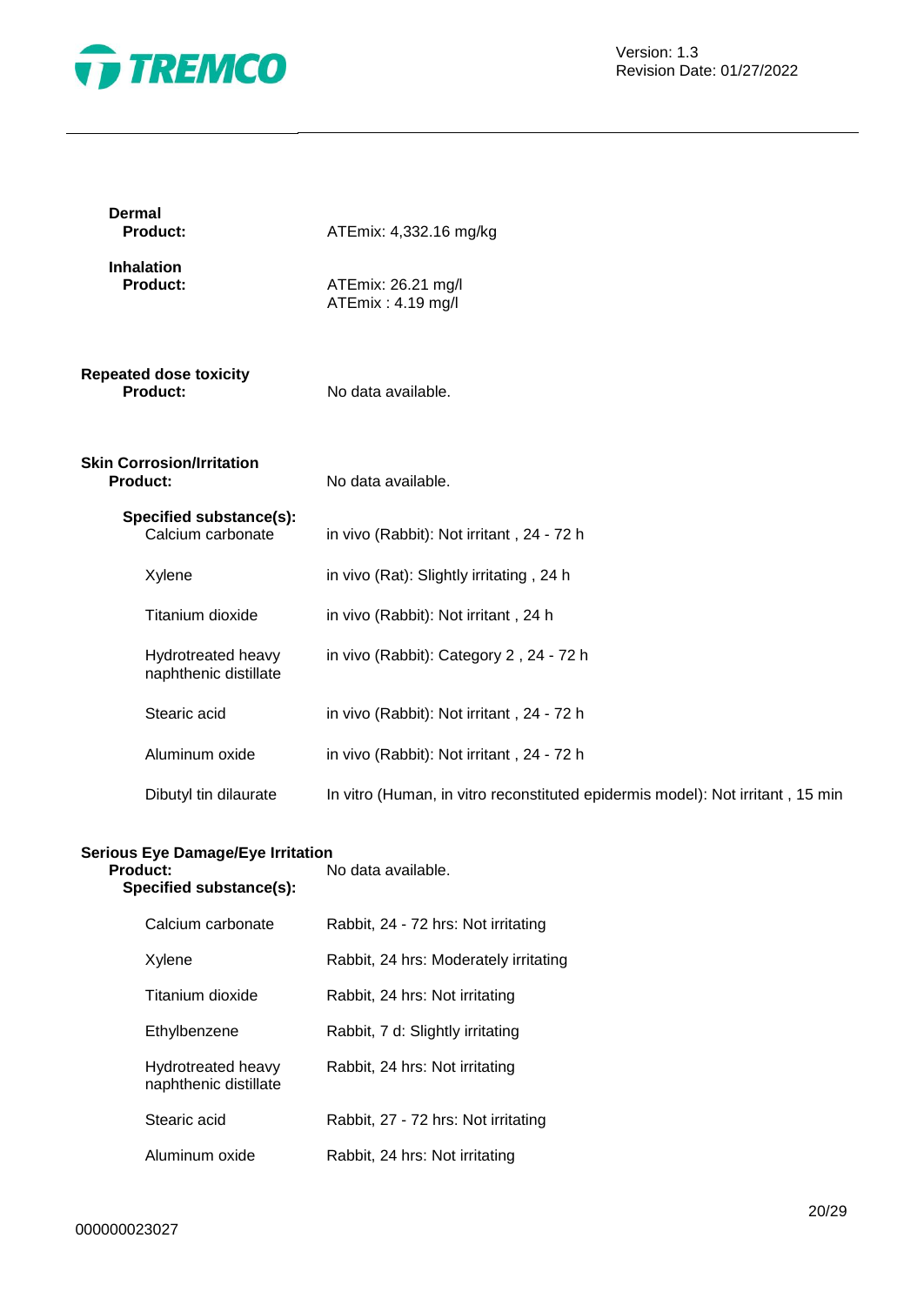**Dermal**

**Product:** ATEmix: 4,332.16 mg/kg

**Inhalation**

**Product:** ATEmix: 26.21 mg/l
ATEmix : 4.19 mg/l

**Repeated dose toxicity**

**Product:** No data available.

**Skin Corrosion/Irritation**

**Product:** No data available.

**Specified substance(s):**

| | |
|---|---|
| Calcium carbonate | in vivo (Rabbit): Not irritant , 24 - 72 h |
| Xylene | in vivo (Rat): Slightly irritating , 24 h |
| Titanium dioxide | in vivo (Rabbit): Not irritant , 24 h |
| Hydrotreated heavy naphthenic distillate | in vivo (Rabbit): Category 2 , 24 - 72 h |
| Stearic acid | in vivo (Rabbit): Not irritant , 24 - 72 h |
| Aluminum oxide | in vivo (Rabbit): Not irritant , 24 - 72 h |
| Dibutyl tin dilaurate | In vitro (Human, in vitro reconstituted epidermis model): Not irritant , 15 min |

**Serious Eye Damage/Eye Irritation**

**Product:** No data available.

**Specified substance(s):**

| | |
|---|---|
| Calcium carbonate | Rabbit, 24 - 72 hrs: Not irritating |
| Xylene | Rabbit, 24 hrs: Moderately irritating |
| Titanium dioxide | Rabbit, 24 hrs: Not irritating |
| Ethylbenzene | Rabbit, 7 d: Slightly irritating |
| Hydrotreated heavy naphthenic distillate | Rabbit, 24 hrs: Not irritating |
| Stearic acid | Rabbit, 27 - 72 hrs: Not irritating |
| Aluminum oxide | Rabbit, 24 hrs: Not irritating |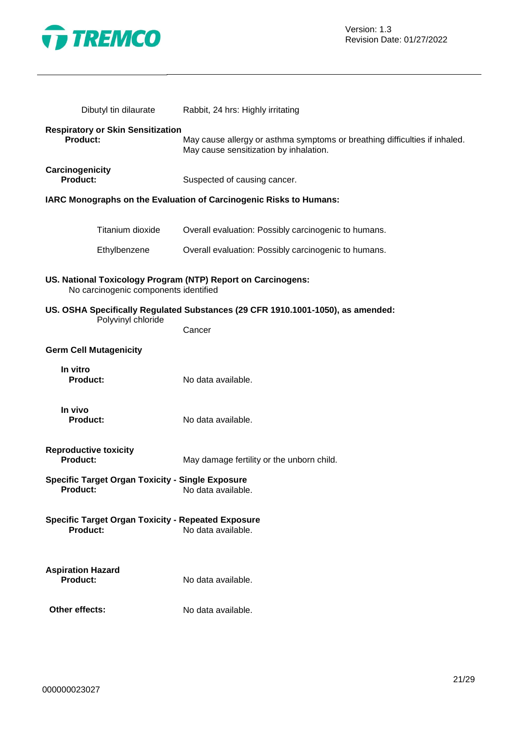Dibutyl tin dilaurate — Rabbit, 24 hrs: Highly irritating

**Respiratory or Skin Sensitization**

**Product:** May cause allergy or asthma symptoms or breathing difficulties if inhaled. May cause sensitization by inhalation.

**Carcinogenicity**

**Product:** Suspected of causing cancer.

**IARC Monographs on the Evaluation of Carcinogenic Risks to Humans:**

| | |
|---|---|
| Titanium dioxide | Overall evaluation: Possibly carcinogenic to humans. |
| Ethylbenzene | Overall evaluation: Possibly carcinogenic to humans. |

**US. National Toxicology Program (NTP) Report on Carcinogens:**

No carcinogenic components identified

**US. OSHA Specifically Regulated Substances (29 CFR 1910.1001-1050), as amended:**

| | |
|---|---|
| Polyvinyl chloride | Cancer |

**Germ Cell Mutagenicity**

**In vitro**

**Product:** No data available.

**In vivo**

**Product:** No data available.

**Reproductive toxicity**

**Product:** May damage fertility or the unborn child.

**Specific Target Organ Toxicity - Single Exposure**

**Product:** No data available.

**Specific Target Organ Toxicity - Repeated Exposure**

**Product:** No data available.

**Aspiration Hazard**

**Product:** No data available.

**Other effects:** No data available.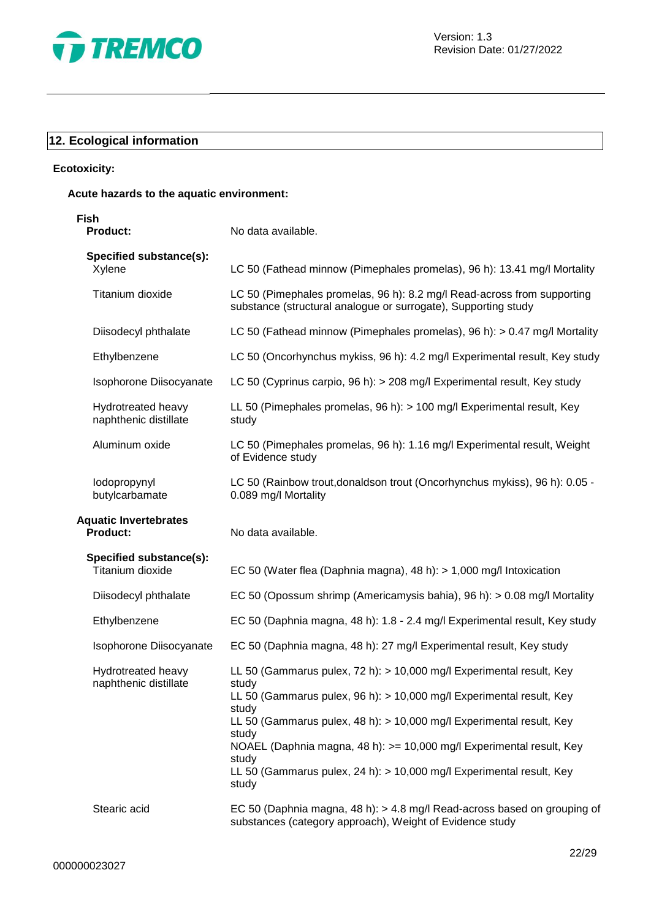## 12. Ecological information

**Ecotoxicity:**

**Acute hazards to the aquatic environment:**

**Fish**

| | |
|---|---|
| **Product:** | No data available. |
| **Specified substance(s):** | |
| Xylene | LC 50 (Fathead minnow (Pimephales promelas), 96 h): 13.41 mg/l Mortality |
| Titanium dioxide | LC 50 (Pimephales promelas, 96 h): 8.2 mg/l Read-across from supporting substance (structural analogue or surrogate), Supporting study |
| Diisodecyl phthalate | LC 50 (Fathead minnow (Pimephales promelas), 96 h): > 0.47 mg/l Mortality |
| Ethylbenzene | LC 50 (Oncorhynchus mykiss, 96 h): 4.2 mg/l Experimental result, Key study |
| Isophorone Diisocyanate | LC 50 (Cyprinus carpio, 96 h): > 208 mg/l Experimental result, Key study |
| Hydrotreated heavy naphthenic distillate | LL 50 (Pimephales promelas, 96 h): > 100 mg/l Experimental result, Key study |
| Aluminum oxide | LC 50 (Pimephales promelas, 96 h): 1.16 mg/l Experimental result, Weight of Evidence study |
| Iodopropynyl butylcarbamate | LC 50 (Rainbow trout,donaldson trout (Oncorhynchus mykiss), 96 h): 0.05 - 0.089 mg/l Mortality |

**Aquatic Invertebrates**

| | |
|---|---|
| **Product:** | No data available. |
| **Specified substance(s):** | |
| Titanium dioxide | EC 50 (Water flea (Daphnia magna), 48 h): > 1,000 mg/l Intoxication |
| Diisodecyl phthalate | EC 50 (Opossum shrimp (Americamysis bahia), 96 h): > 0.08 mg/l Mortality |
| Ethylbenzene | EC 50 (Daphnia magna, 48 h): 1.8 - 2.4 mg/l Experimental result, Key study |
| Isophorone Diisocyanate | EC 50 (Daphnia magna, 48 h): 27 mg/l Experimental result, Key study |
| Hydrotreated heavy naphthenic distillate | LL 50 (Gammarus pulex, 72 h): > 10,000 mg/l Experimental result, Key study<br>LL 50 (Gammarus pulex, 96 h): > 10,000 mg/l Experimental result, Key study<br>LL 50 (Gammarus pulex, 48 h): > 10,000 mg/l Experimental result, Key study<br>NOAEL (Daphnia magna, 48 h): >= 10,000 mg/l Experimental result, Key study<br>LL 50 (Gammarus pulex, 24 h): > 10,000 mg/l Experimental result, Key study |
| Stearic acid | EC 50 (Daphnia magna, 48 h): > 4.8 mg/l Read-across based on grouping of substances (category approach), Weight of Evidence study |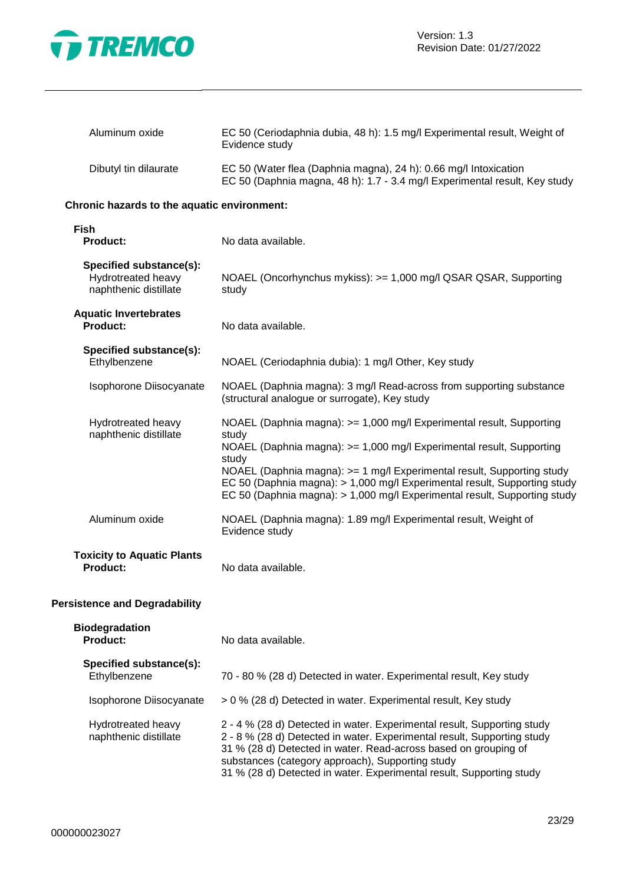| | |
|---|---|
| Aluminum oxide | EC 50 (Ceriodaphnia dubia, 48 h): 1.5 mg/l Experimental result, Weight of Evidence study |
| Dibutyl tin dilaurate | EC 50 (Water flea (Daphnia magna), 24 h): 0.66 mg/l Intoxication<br>EC 50 (Daphnia magna, 48 h): 1.7 - 3.4 mg/l Experimental result, Key study |

**Chronic hazards to the aquatic environment:**

**Fish**

| | |
|---|---|
| **Product:** | No data available. |
| **Specified substance(s):** | |
| Hydrotreated heavy naphthenic distillate | NOAEL (Oncorhynchus mykiss): >= 1,000 mg/l QSAR QSAR, Supporting study |

**Aquatic Invertebrates**

| | |
|---|---|
| **Product:** | No data available. |
| **Specified substance(s):** | |
| Ethylbenzene | NOAEL (Ceriodaphnia dubia): 1 mg/l Other, Key study |
| Isophorone Diisocyanate | NOAEL (Daphnia magna): 3 mg/l Read-across from supporting substance (structural analogue or surrogate), Key study |
| Hydrotreated heavy naphthenic distillate | NOAEL (Daphnia magna): >= 1,000 mg/l Experimental result, Supporting study<br>NOAEL (Daphnia magna): >= 1,000 mg/l Experimental result, Supporting study<br>NOAEL (Daphnia magna): >= 1 mg/l Experimental result, Supporting study<br>EC 50 (Daphnia magna): > 1,000 mg/l Experimental result, Supporting study<br>EC 50 (Daphnia magna): > 1,000 mg/l Experimental result, Supporting study |
| Aluminum oxide | NOAEL (Daphnia magna): 1.89 mg/l Experimental result, Weight of Evidence study |

**Toxicity to Aquatic Plants**

| | |
|---|---|
| **Product:** | No data available. |

**Persistence and Degradability**

**Biodegradation**

| | |
|---|---|
| **Product:** | No data available. |
| **Specified substance(s):** | |
| Ethylbenzene | 70 - 80 % (28 d) Detected in water. Experimental result, Key study |
| Isophorone Diisocyanate | > 0 % (28 d) Detected in water. Experimental result, Key study |
| Hydrotreated heavy naphthenic distillate | 2 - 4 % (28 d) Detected in water. Experimental result, Supporting study<br>2 - 8 % (28 d) Detected in water. Experimental result, Supporting study<br>31 % (28 d) Detected in water. Read-across based on grouping of substances (category approach), Supporting study<br>31 % (28 d) Detected in water. Experimental result, Supporting study |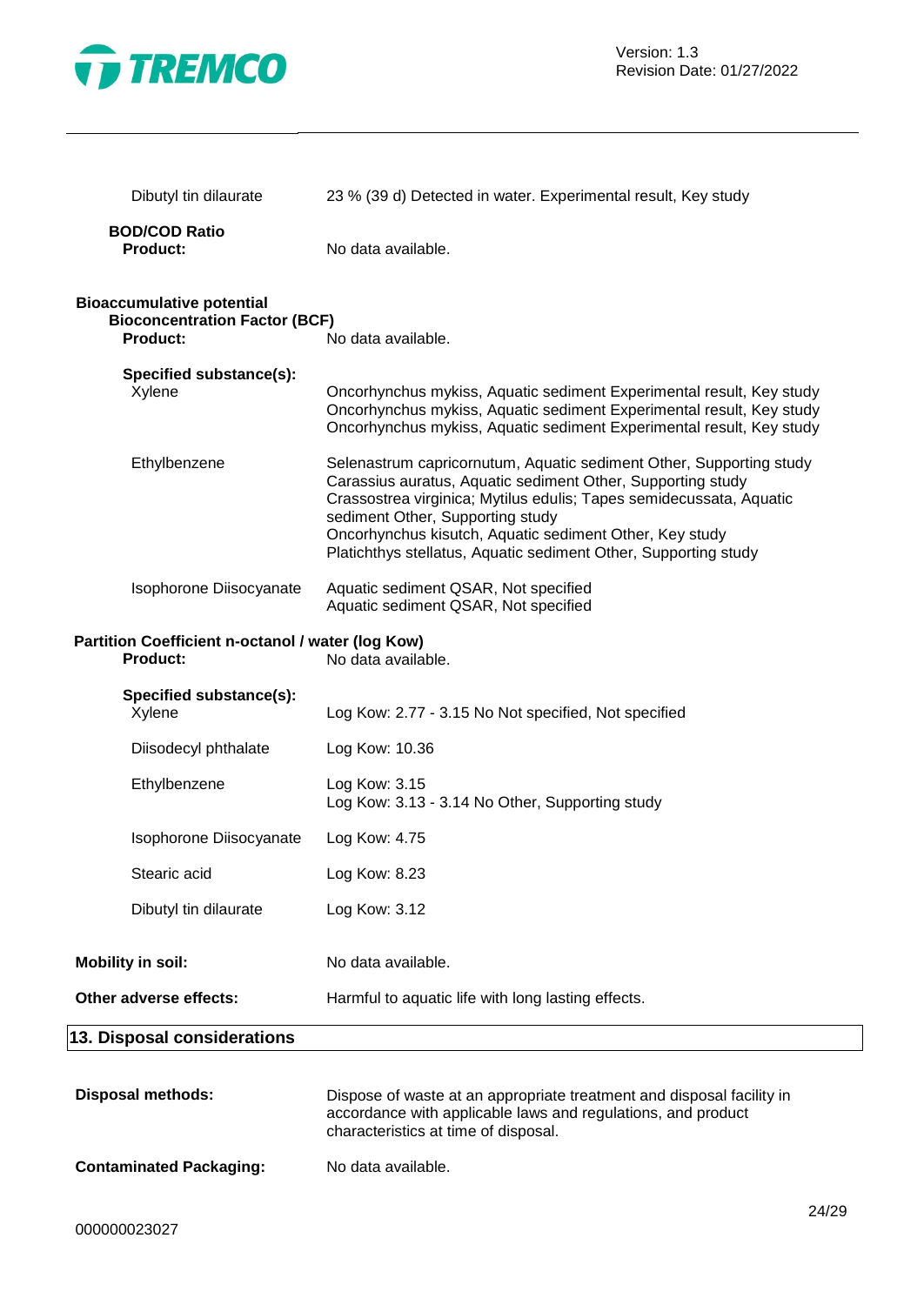| | |
|---|---|
| Dibutyl tin dilaurate | 23 % (39 d) Detected in water. Experimental result, Key study |

**BOD/COD Ratio**
**Product:** No data available.

**Bioaccumulative potential**

**Bioconcentration Factor (BCF)**
**Product:** No data available.

**Specified substance(s):**

| | |
|---|---|
| Xylene | Oncorhynchus mykiss, Aquatic sediment Experimental result, Key study<br>Oncorhynchus mykiss, Aquatic sediment Experimental result, Key study<br>Oncorhynchus mykiss, Aquatic sediment Experimental result, Key study |
| Ethylbenzene | Selenastrum capricornutum, Aquatic sediment Other, Supporting study<br>Carassius auratus, Aquatic sediment Other, Supporting study<br>Crassostrea virginica; Mytilus edulis; Tapes semidecussata, Aquatic sediment Other, Supporting study<br>Oncorhynchus kisutch, Aquatic sediment Other, Key study<br>Platichthys stellatus, Aquatic sediment Other, Supporting study |
| Isophorone Diisocyanate | Aquatic sediment QSAR, Not specified<br>Aquatic sediment QSAR, Not specified |

**Partition Coefficient n-octanol / water (log Kow)**
**Product:** No data available.

**Specified substance(s):**

| | |
|---|---|
| Xylene | Log Kow: 2.77 - 3.15 No Not specified, Not specified |
| Diisodecyl phthalate | Log Kow: 10.36 |
| Ethylbenzene | Log Kow: 3.15<br>Log Kow: 3.13 - 3.14 No Other, Supporting study |
| Isophorone Diisocyanate | Log Kow: 4.75 |
| Stearic acid | Log Kow: 8.23 |
| Dibutyl tin dilaurate | Log Kow: 3.12 |

**Mobility in soil:** No data available.

**Other adverse effects:** Harmful to aquatic life with long lasting effects.

## 13. Disposal considerations

**Disposal methods:** Dispose of waste at an appropriate treatment and disposal facility in accordance with applicable laws and regulations, and product characteristics at time of disposal.

**Contaminated Packaging:** No data available.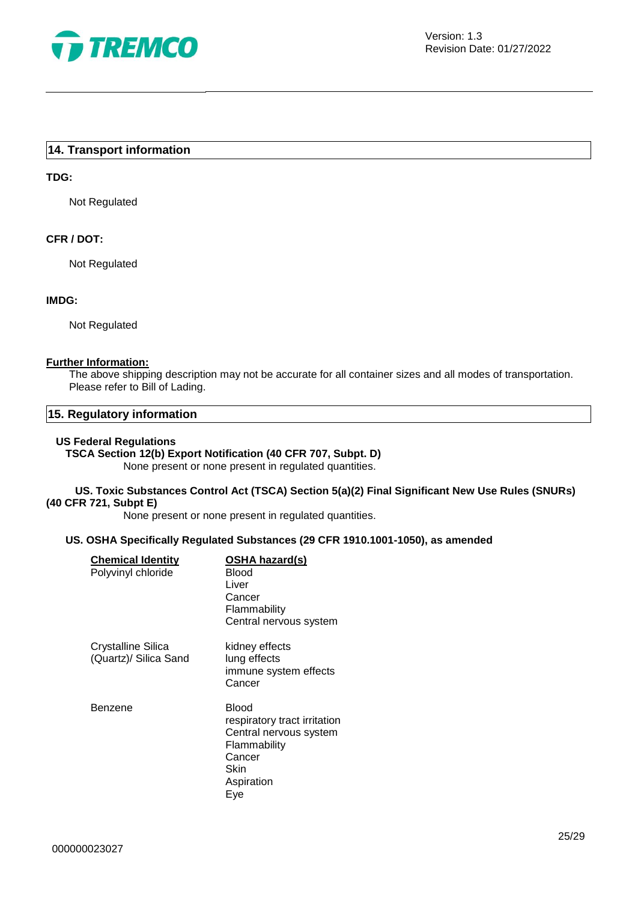## 14. Transport information

**TDG:**

Not Regulated

**CFR / DOT:**

Not Regulated

**IMDG:**

Not Regulated

**Further Information:**

The above shipping description may not be accurate for all container sizes and all modes of transportation. Please refer to Bill of Lading.

## 15. Regulatory information

**US Federal Regulations**

**TSCA Section 12(b) Export Notification (40 CFR 707, Subpt. D)**

None present or none present in regulated quantities.

**US. Toxic Substances Control Act (TSCA) Section 5(a)(2) Final Significant New Use Rules (SNURs) (40 CFR 721, Subpt E)**

None present or none present in regulated quantities.

**US. OSHA Specifically Regulated Substances (29 CFR 1910.1001-1050), as amended**

| Chemical Identity | OSHA hazard(s) |
|---|---|
| Polyvinyl chloride | Blood<br>Liver<br>Cancer<br>Flammability<br>Central nervous system |
| Crystalline Silica (Quartz)/ Silica Sand | kidney effects<br>lung effects<br>immune system effects<br>Cancer |
| Benzene | Blood<br>respiratory tract irritation<br>Central nervous system<br>Flammability<br>Cancer<br>Skin<br>Aspiration<br>Eye |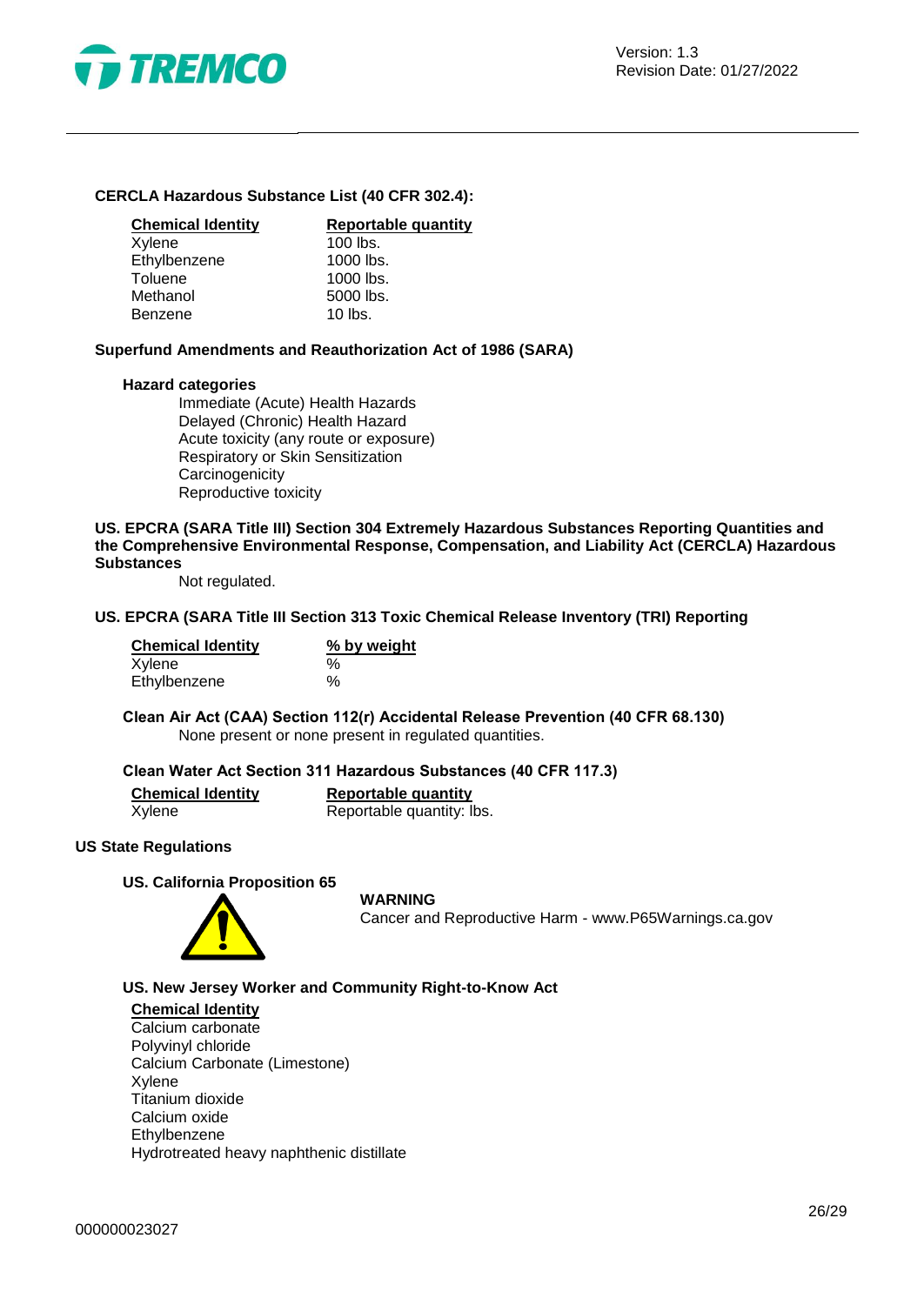**CERCLA Hazardous Substance List (40 CFR 302.4):**

| Chemical Identity | Reportable quantity |
|---|---|
| Xylene | 100 lbs. |
| Ethylbenzene | 1000 lbs. |
| Toluene | 1000 lbs. |
| Methanol | 5000 lbs. |
| Benzene | 10 lbs. |

**Superfund Amendments and Reauthorization Act of 1986 (SARA)**

**Hazard categories**

Immediate (Acute) Health Hazards
Delayed (Chronic) Health Hazard
Acute toxicity (any route or exposure)
Respiratory or Skin Sensitization
Carcinogenicity
Reproductive toxicity

**US. EPCRA (SARA Title III) Section 304 Extremely Hazardous Substances Reporting Quantities and the Comprehensive Environmental Response, Compensation, and Liability Act (CERCLA) Hazardous Substances**

Not regulated.

**US. EPCRA (SARA Title III Section 313 Toxic Chemical Release Inventory (TRI) Reporting**

| Chemical Identity | % by weight |
|---|---|
| Xylene | % |
| Ethylbenzene | % |

**Clean Air Act (CAA) Section 112(r) Accidental Release Prevention (40 CFR 68.130)**

None present or none present in regulated quantities.

**Clean Water Act Section 311 Hazardous Substances (40 CFR 117.3)**

| Chemical Identity | Reportable quantity |
|---|---|
| Xylene | Reportable quantity: lbs. |

**US State Regulations**

**US. California Proposition 65**

**WARNING**
Cancer and Reproductive Harm - www.P65Warnings.ca.gov

**US. New Jersey Worker and Community Right-to-Know Act**

**Chemical Identity**
Calcium carbonate
Polyvinyl chloride
Calcium Carbonate (Limestone)
Xylene
Titanium dioxide
Calcium oxide
Ethylbenzene
Hydrotreated heavy naphthenic distillate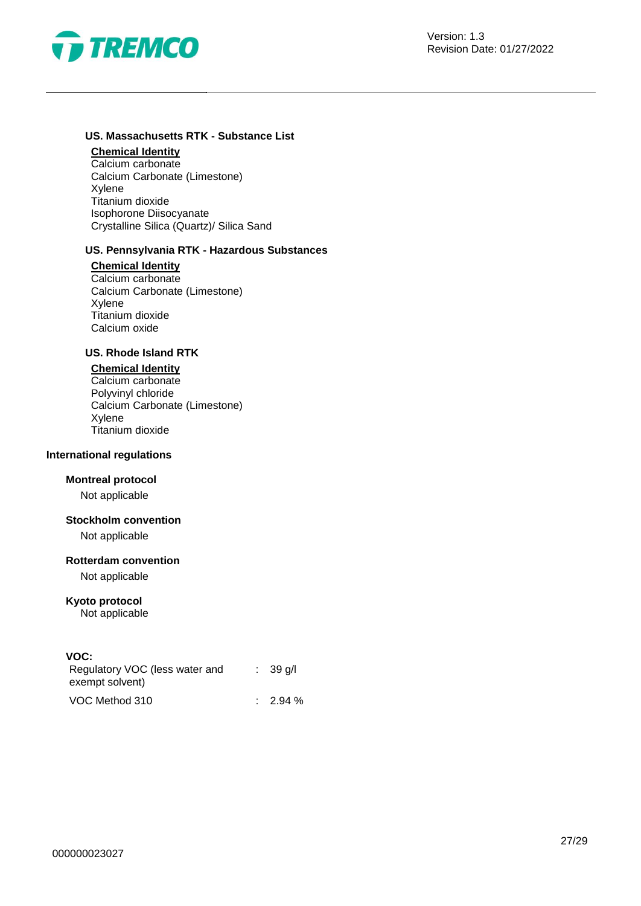### US. Massachusetts RTK - Substance List

**Chemical Identity**
Calcium carbonate
Calcium Carbonate (Limestone)
Xylene
Titanium dioxide
Isophorone Diisocyanate
Crystalline Silica (Quartz)/ Silica Sand

### US. Pennsylvania RTK - Hazardous Substances

**Chemical Identity**
Calcium carbonate
Calcium Carbonate (Limestone)
Xylene
Titanium dioxide
Calcium oxide

### US. Rhode Island RTK

**Chemical Identity**
Calcium carbonate
Polyvinyl chloride
Calcium Carbonate (Limestone)
Xylene
Titanium dioxide

## International regulations

**Montreal protocol**
Not applicable

**Stockholm convention**
Not applicable

**Rotterdam convention**
Not applicable

**Kyoto protocol**
Not applicable

**VOC:**

| | | |
|---|---|---|
| Regulatory VOC (less water and exempt solvent) | : | 39 g/l |
| VOC Method 310 | : | 2.94 % |

000000023027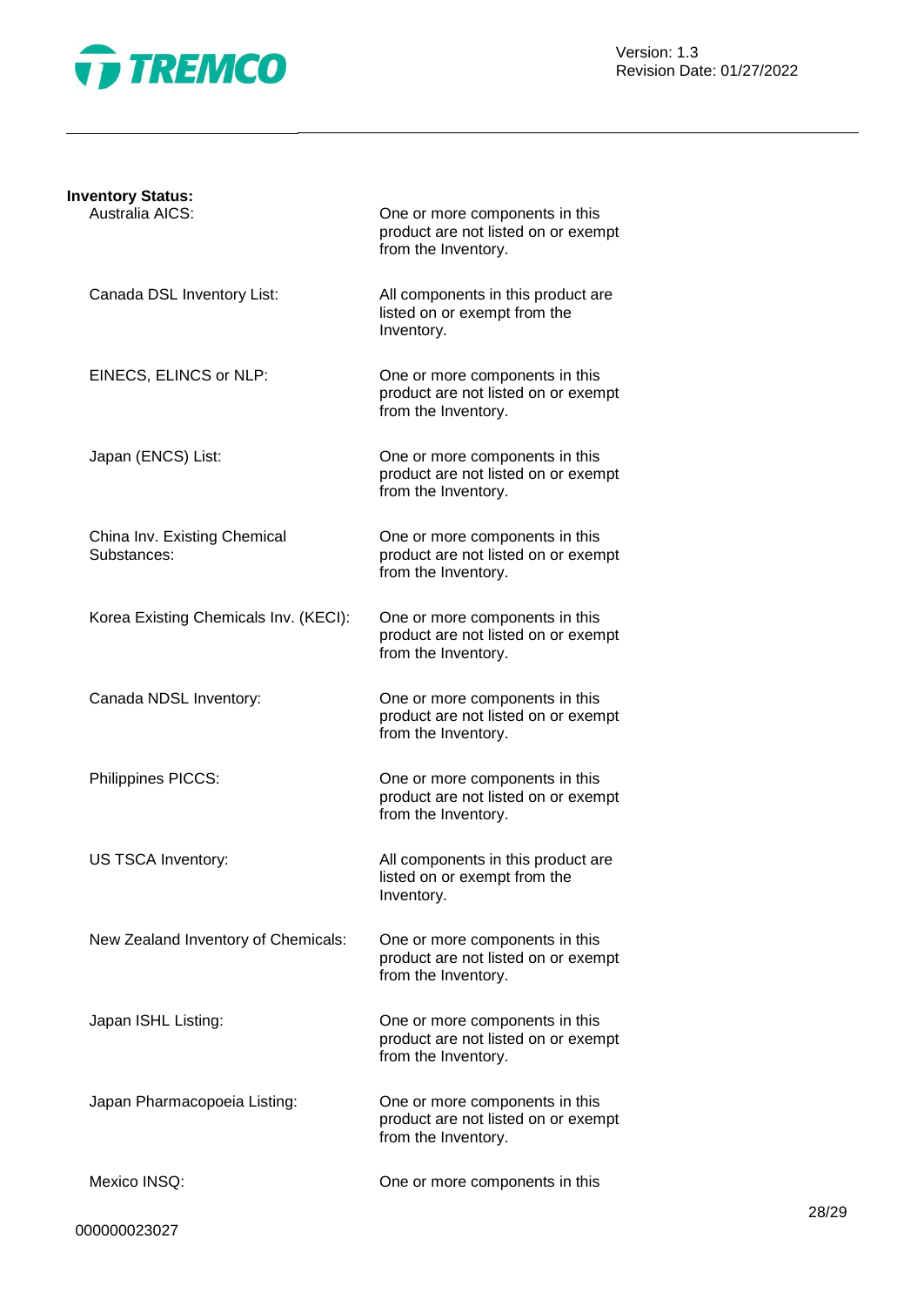**Inventory Status:**

| | |
|---|---|
| Australia AICS: | One or more components in this product are not listed on or exempt from the Inventory. |
| Canada DSL Inventory List: | All components in this product are listed on or exempt from the Inventory. |
| EINECS, ELINCS or NLP: | One or more components in this product are not listed on or exempt from the Inventory. |
| Japan (ENCS) List: | One or more components in this product are not listed on or exempt from the Inventory. |
| China Inv. Existing Chemical Substances: | One or more components in this product are not listed on or exempt from the Inventory. |
| Korea Existing Chemicals Inv. (KECI): | One or more components in this product are not listed on or exempt from the Inventory. |
| Canada NDSL Inventory: | One or more components in this product are not listed on or exempt from the Inventory. |
| Philippines PICCS: | One or more components in this product are not listed on or exempt from the Inventory. |
| US TSCA Inventory: | All components in this product are listed on or exempt from the Inventory. |
| New Zealand Inventory of Chemicals: | One or more components in this product are not listed on or exempt from the Inventory. |
| Japan ISHL Listing: | One or more components in this product are not listed on or exempt from the Inventory. |
| Japan Pharmacopoeia Listing: | One or more components in this product are not listed on or exempt from the Inventory. |
| Mexico INSQ: | One or more components in this |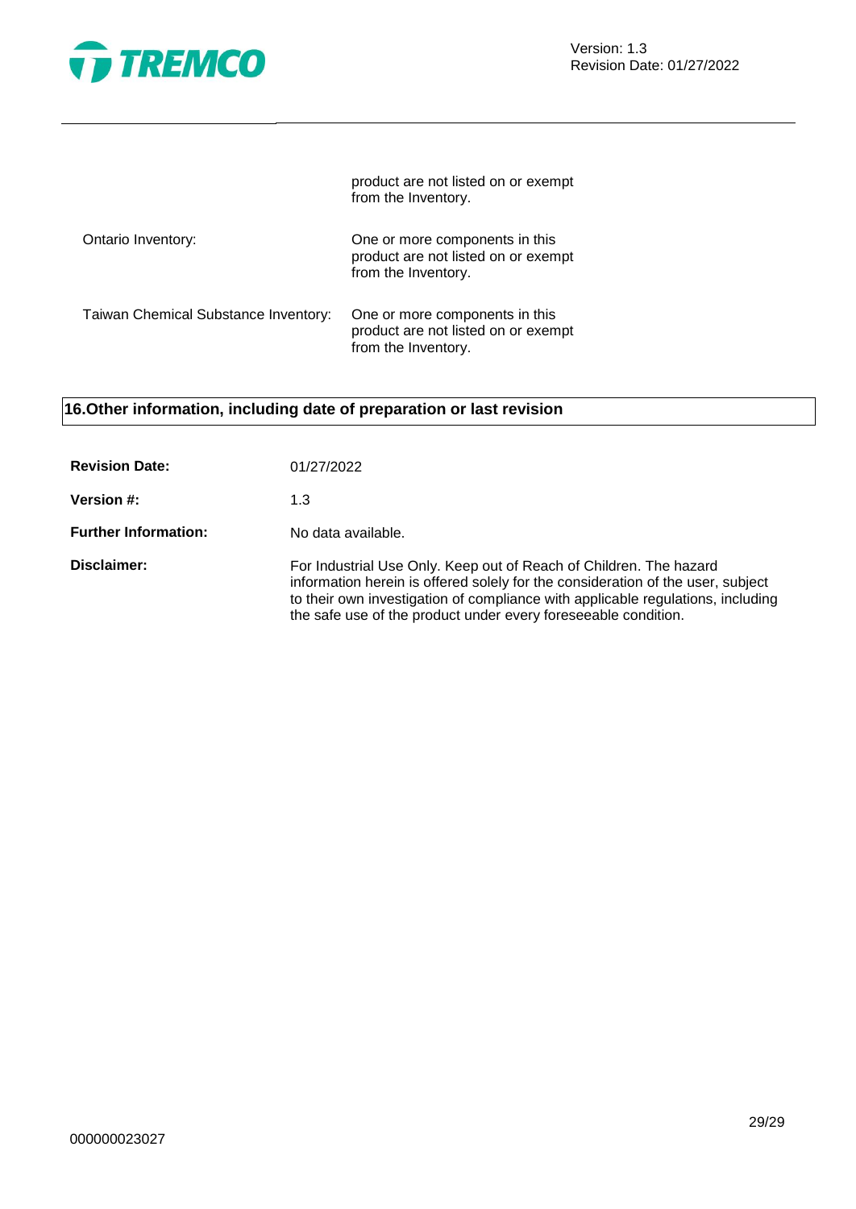product are not listed on or exempt from the Inventory.

Ontario Inventory: One or more components in this product are not listed on or exempt from the Inventory.

Taiwan Chemical Substance Inventory: One or more components in this product are not listed on or exempt from the Inventory.

## 16.Other information, including date of preparation or last revision

**Revision Date:** 01/27/2022

**Version #:** 1.3

**Further Information:** No data available.

**Disclaimer:** For Industrial Use Only. Keep out of Reach of Children. The hazard information herein is offered solely for the consideration of the user, subject to their own investigation of compliance with applicable regulations, including the safe use of the product under every foreseeable condition.